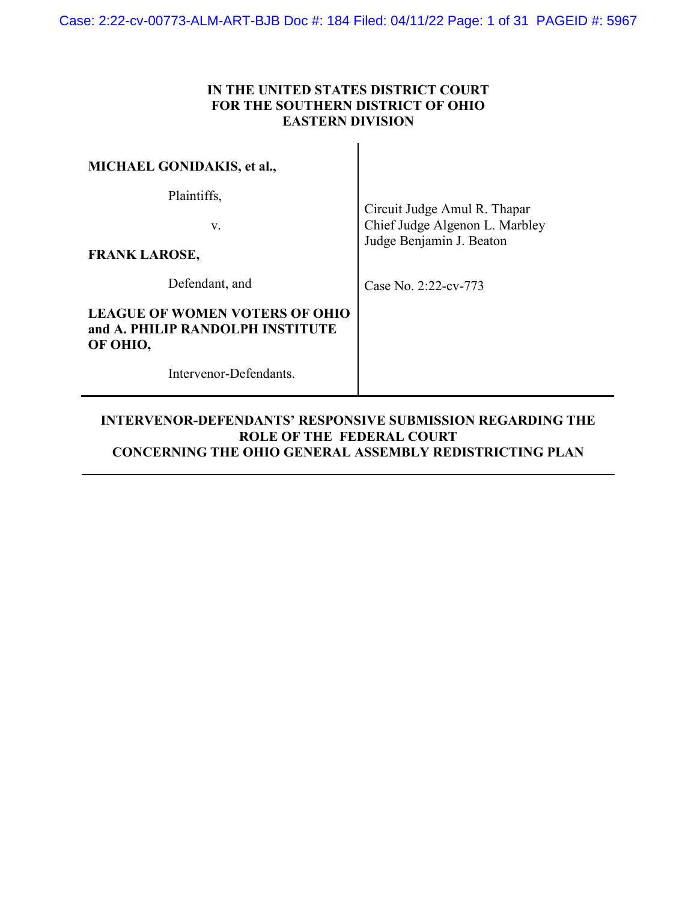**IN THE UNITED STATES DISTRICT COURT**
**FOR THE SOUTHERN DISTRICT OF OHIO**
**EASTERN DIVISION**

| | |
|---|---|
| **MICHAEL GONIDAKIS, et al.,**<br><br>Plaintiffs,<br><br>v.<br><br>**FRANK LAROSE,**<br><br>Defendant, and<br><br>**LEAGUE OF WOMEN VOTERS OF OHIO and A. PHILIP RANDOLPH INSTITUTE OF OHIO,**<br><br>Intervenor-Defendants. | Circuit Judge Amul R. Thapar<br>Chief Judge Algenon L. Marbley<br>Judge Benjamin J. Beaton<br><br>Case No. 2:22-cv-773 |

**INTERVENOR-DEFENDANTS' RESPONSIVE SUBMISSION REGARDING THE ROLE OF THE FEDERAL COURT CONCERNING THE OHIO GENERAL ASSEMBLY REDISTRICTING PLAN**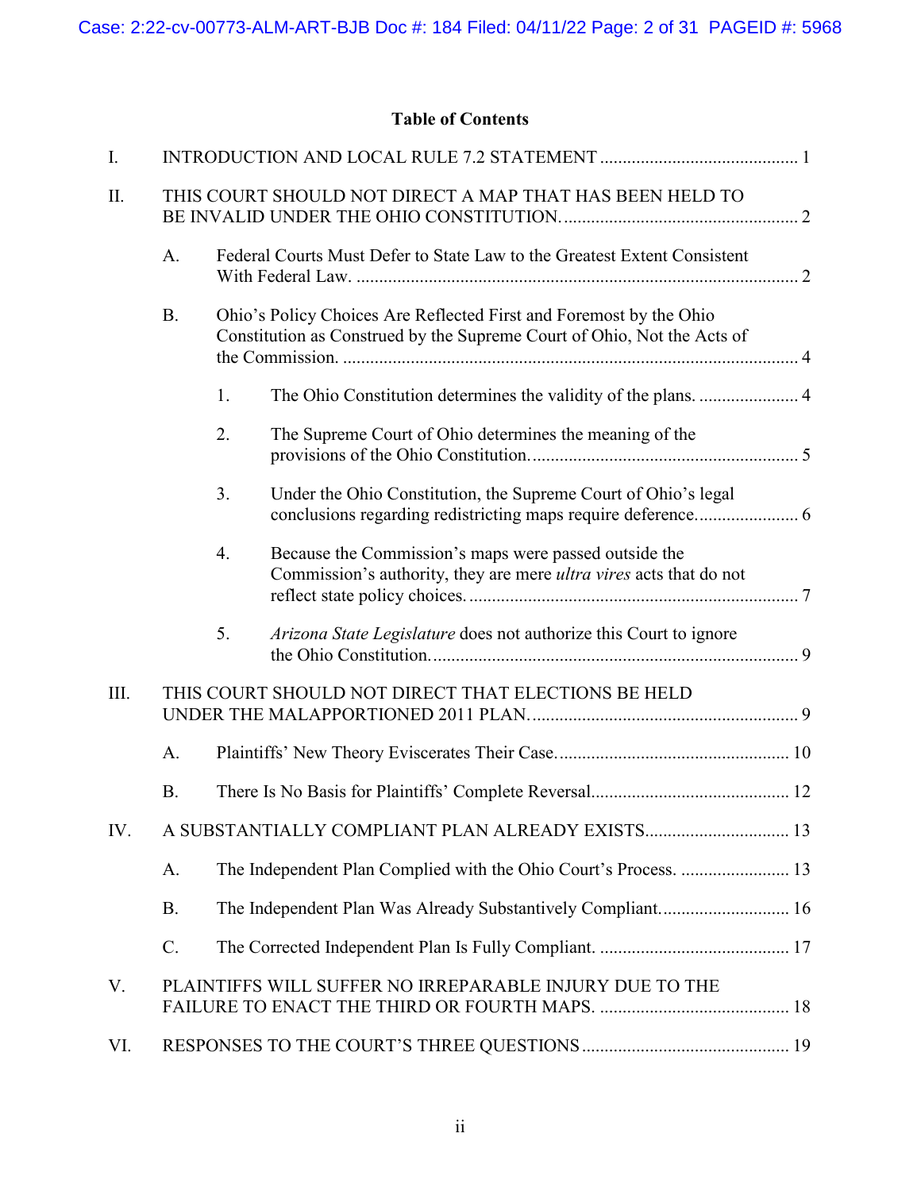## Table of Contents

I. INTRODUCTION AND LOCAL RULE 7.2 STATEMENT ............................................ 1

II. THIS COURT SHOULD NOT DIRECT A MAP THAT HAS BEEN HELD TO BE INVALID UNDER THE OHIO CONSTITUTION. ................................................... 2

- A. Federal Courts Must Defer to State Law to the Greatest Extent Consistent With Federal Law. ................................................................................................. 2
- B. Ohio's Policy Choices Are Reflected First and Foremost by the Ohio Constitution as Construed by the Supreme Court of Ohio, Not the Acts of the Commission. .................................................................................................... 4
  1. The Ohio Constitution determines the validity of the plans. ...................... 4
  2. The Supreme Court of Ohio determines the meaning of the provisions of the Ohio Constitution. .......................................................... 5
  3. Under the Ohio Constitution, the Supreme Court of Ohio's legal conclusions regarding redistricting maps require deference. ...................... 6
  4. Because the Commission's maps were passed outside the Commission's authority, they are mere *ultra vires* acts that do not reflect state policy choices. ........................................................................ 7
  5. *Arizona State Legislature* does not authorize this Court to ignore the Ohio Constitution. ................................................................................ 9

III. THIS COURT SHOULD NOT DIRECT THAT ELECTIONS BE HELD UNDER THE MALAPPORTIONED 2011 PLAN. .......................................................... 9

- A. Plaintiffs' New Theory Eviscerates Their Case. .................................................. 10
- B. There Is No Basis for Plaintiffs' Complete Reversal. ........................................... 12

IV. A SUBSTANTIALLY COMPLIANT PLAN ALREADY EXISTS. ............................... 13

- A. The Independent Plan Complied with the Ohio Court's Process. ........................ 13
- B. The Independent Plan Was Already Substantively Compliant. ............................ 16
- C. The Corrected Independent Plan Is Fully Compliant. .......................................... 17

V. PLAINTIFFS WILL SUFFER NO IRREPARABLE INJURY DUE TO THE FAILURE TO ENACT THE THIRD OR FOURTH MAPS. .......................................... 18

VI. RESPONSES TO THE COURT'S THREE QUESTIONS .............................................. 19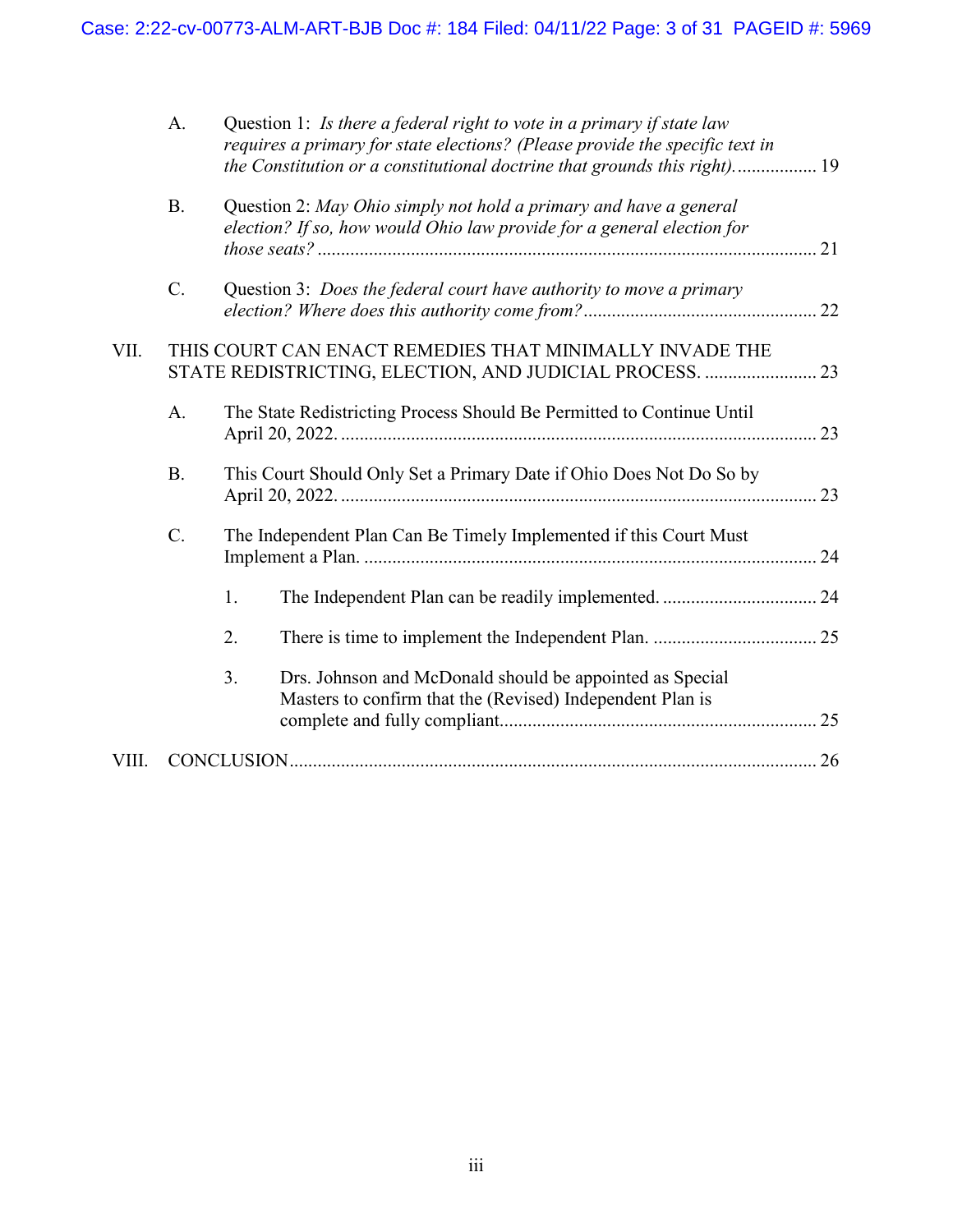A. Question 1: *Is there a federal right to vote in a primary if state law requires a primary for state elections? (Please provide the specific text in the Constitution or a constitutional doctrine that grounds this right).* ................. 19

B. Question 2: *May Ohio simply not hold a primary and have a general election? If so, how would Ohio law provide for a general election for those seats?* ........................................................................................................ 21

C. Question 3: *Does the federal court have authority to move a primary election? Where does this authority come from?* ................................................. 22

VII. THIS COURT CAN ENACT REMEDIES THAT MINIMALLY INVADE THE STATE REDISTRICTING, ELECTION, AND JUDICIAL PROCESS. ........................ 23

A. The State Redistricting Process Should Be Permitted to Continue Until April 20, 2022. ..................................................................................................... 23

B. This Court Should Only Set a Primary Date if Ohio Does Not Do So by April 20, 2022. ..................................................................................................... 23

C. The Independent Plan Can Be Timely Implemented if this Court Must Implement a Plan. ................................................................................................ 24

1. The Independent Plan can be readily implemented. ................................. 24

2. There is time to implement the Independent Plan. ................................... 25

3. Drs. Johnson and McDonald should be appointed as Special Masters to confirm that the (Revised) Independent Plan is complete and fully compliant................................................................... 25

VIII. CONCLUSION................................................................................................................ 26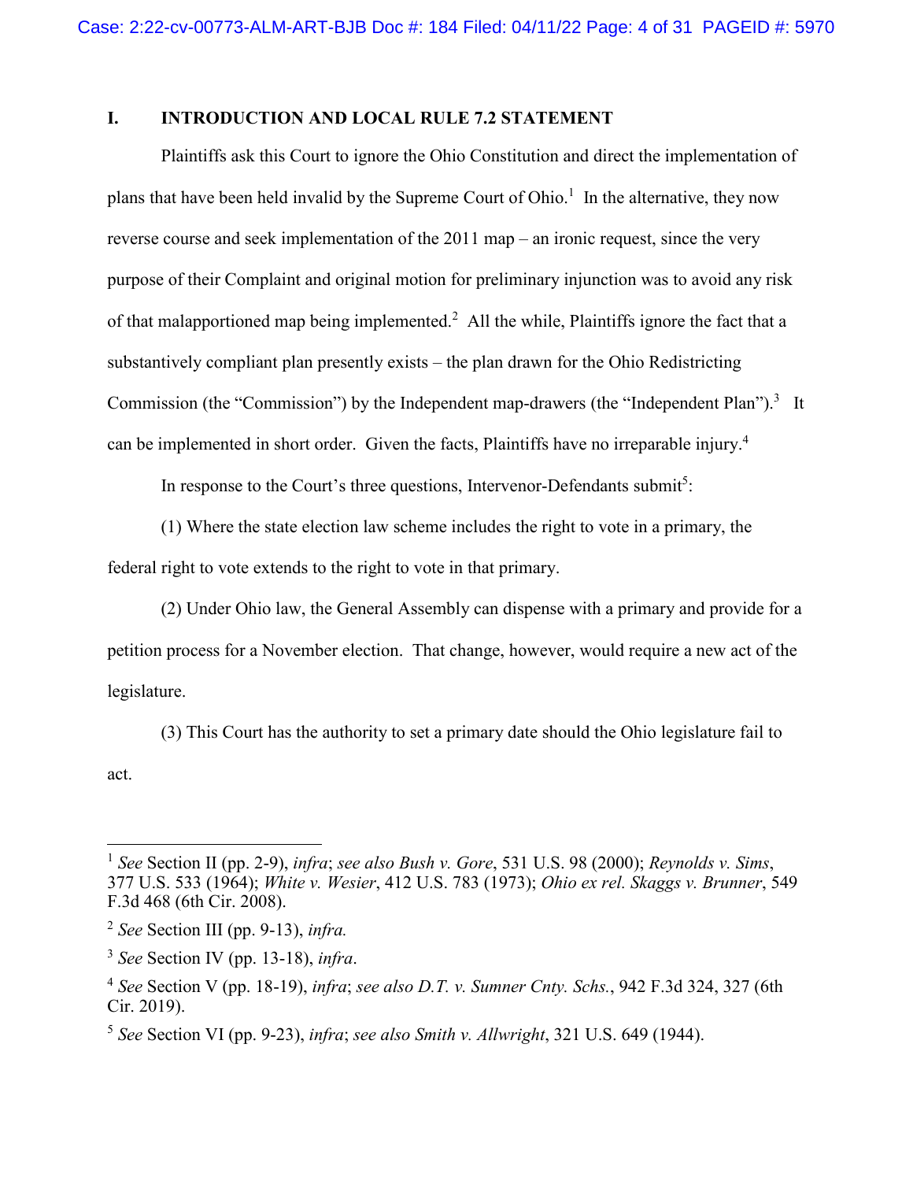## I. INTRODUCTION AND LOCAL RULE 7.2 STATEMENT

Plaintiffs ask this Court to ignore the Ohio Constitution and direct the implementation of plans that have been held invalid by the Supreme Court of Ohio.[1] In the alternative, they now reverse course and seek implementation of the 2011 map – an ironic request, since the very purpose of their Complaint and original motion for preliminary injunction was to avoid any risk of that malapportioned map being implemented.[2] All the while, Plaintiffs ignore the fact that a substantively compliant plan presently exists – the plan drawn for the Ohio Redistricting Commission (the "Commission") by the Independent map-drawers (the "Independent Plan").[3] It can be implemented in short order. Given the facts, Plaintiffs have no irreparable injury.[4]

In response to the Court's three questions, Intervenor-Defendants submit[5]:

(1) Where the state election law scheme includes the right to vote in a primary, the federal right to vote extends to the right to vote in that primary.

(2) Under Ohio law, the General Assembly can dispense with a primary and provide for a petition process for a November election. That change, however, would require a new act of the legislature.

(3) This Court has the authority to set a primary date should the Ohio legislature fail to act.

---

[1] *See* Section II (pp. 2-9), *infra*; *see also Bush v. Gore*, 531 U.S. 98 (2000); *Reynolds v. Sims*, 377 U.S. 533 (1964); *White v. Wesier*, 412 U.S. 783 (1973); *Ohio ex rel. Skaggs v. Brunner*, 549 F.3d 468 (6th Cir. 2008).

[2] *See* Section III (pp. 9-13), *infra.*

[3] *See* Section IV (pp. 13-18), *infra*.

[4] *See* Section V (pp. 18-19), *infra*; *see also D.T. v. Sumner Cnty. Schs.*, 942 F.3d 324, 327 (6th Cir. 2019).

[5] *See* Section VI (pp. 9-23), *infra*; *see also Smith v. Allwright*, 321 U.S. 649 (1944).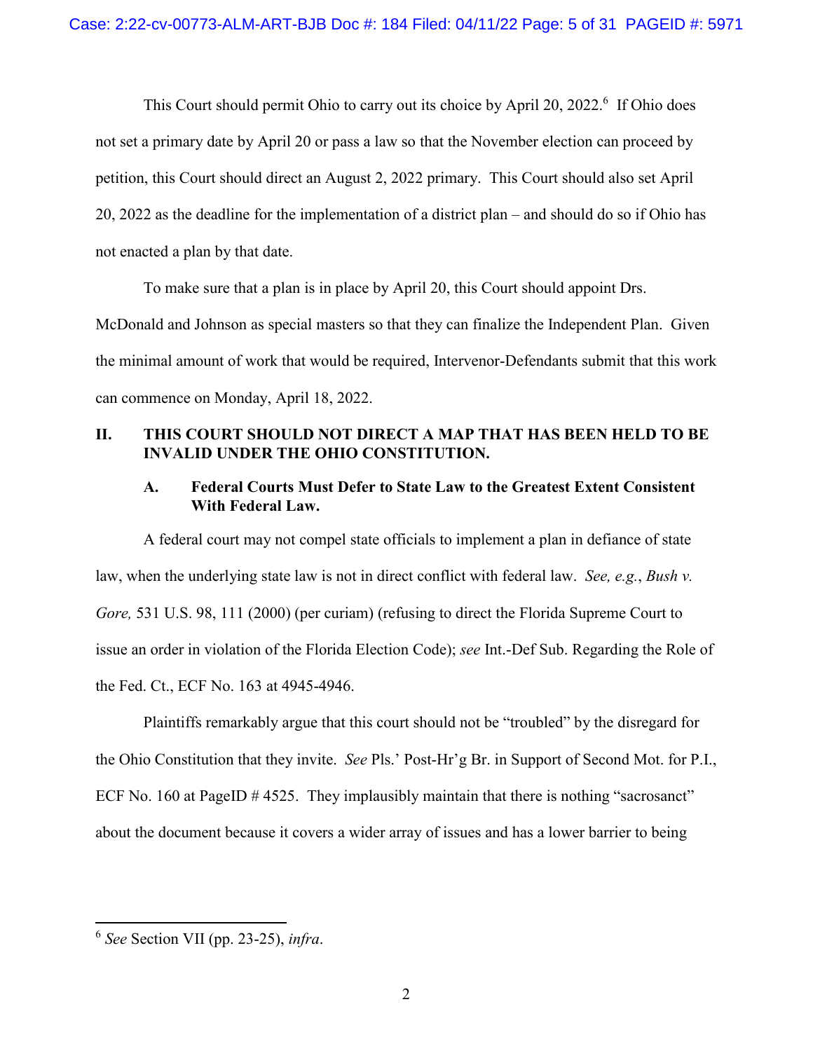This Court should permit Ohio to carry out its choice by April 20, 2022.[6] If Ohio does not set a primary date by April 20 or pass a law so that the November election can proceed by petition, this Court should direct an August 2, 2022 primary. This Court should also set April 20, 2022 as the deadline for the implementation of a district plan – and should do so if Ohio has not enacted a plan by that date.

To make sure that a plan is in place by April 20, this Court should appoint Drs. McDonald and Johnson as special masters so that they can finalize the Independent Plan. Given the minimal amount of work that would be required, Intervenor-Defendants submit that this work can commence on Monday, April 18, 2022.

## II. THIS COURT SHOULD NOT DIRECT A MAP THAT HAS BEEN HELD TO BE INVALID UNDER THE OHIO CONSTITUTION.

### A. Federal Courts Must Defer to State Law to the Greatest Extent Consistent With Federal Law.

A federal court may not compel state officials to implement a plan in defiance of state law, when the underlying state law is not in direct conflict with federal law. *See, e.g.*, *Bush v. Gore,* 531 U.S. 98, 111 (2000) (per curiam) (refusing to direct the Florida Supreme Court to issue an order in violation of the Florida Election Code); *see* Int.-Def Sub. Regarding the Role of the Fed. Ct., ECF No. 163 at 4945-4946.

Plaintiffs remarkably argue that this court should not be "troubled" by the disregard for the Ohio Constitution that they invite. *See* Pls.' Post-Hr'g Br. in Support of Second Mot. for P.I., ECF No. 160 at PageID # 4525. They implausibly maintain that there is nothing "sacrosanct" about the document because it covers a wider array of issues and has a lower barrier to being

---

[6] *See* Section VII (pp. 23-25), *infra*.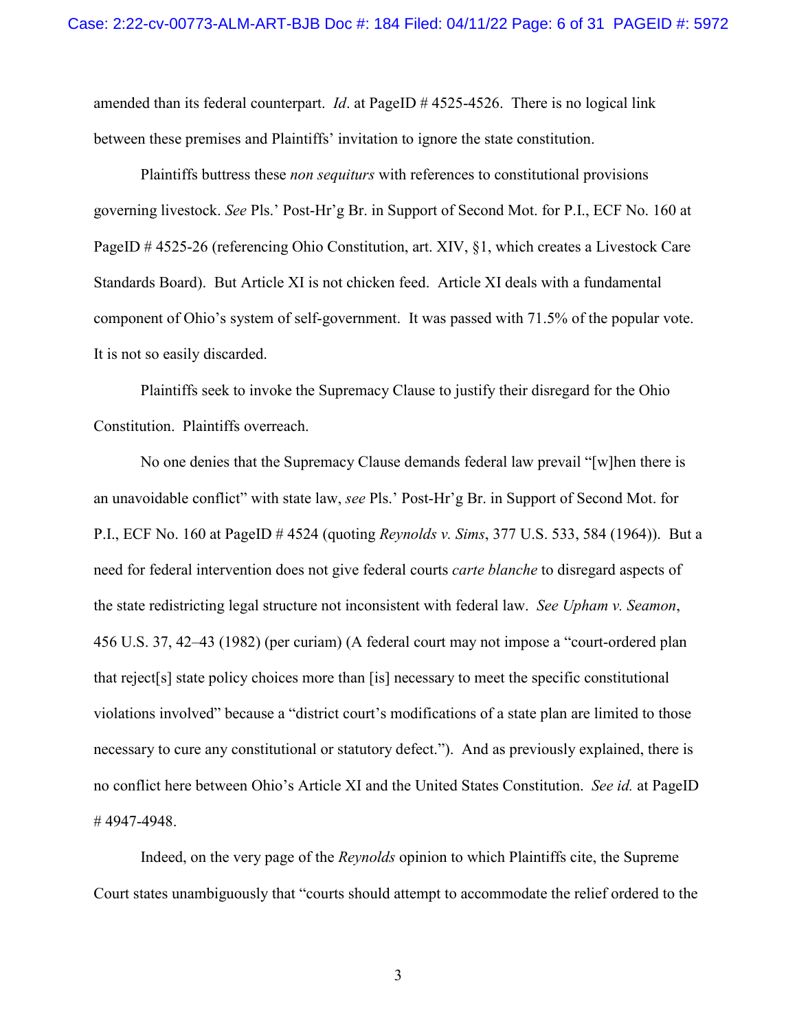amended than its federal counterpart. *Id*. at PageID # 4525-4526. There is no logical link between these premises and Plaintiffs' invitation to ignore the state constitution.

Plaintiffs buttress these *non sequiturs* with references to constitutional provisions governing livestock. *See* Pls.' Post-Hr'g Br. in Support of Second Mot. for P.I., ECF No. 160 at PageID # 4525-26 (referencing Ohio Constitution, art. XIV, §1, which creates a Livestock Care Standards Board). But Article XI is not chicken feed. Article XI deals with a fundamental component of Ohio's system of self-government. It was passed with 71.5% of the popular vote. It is not so easily discarded.

Plaintiffs seek to invoke the Supremacy Clause to justify their disregard for the Ohio Constitution. Plaintiffs overreach.

No one denies that the Supremacy Clause demands federal law prevail "[w]hen there is an unavoidable conflict" with state law, *see* Pls.' Post-Hr'g Br. in Support of Second Mot. for P.I., ECF No. 160 at PageID # 4524 (quoting *Reynolds v. Sims*, 377 U.S. 533, 584 (1964)). But a need for federal intervention does not give federal courts *carte blanche* to disregard aspects of the state redistricting legal structure not inconsistent with federal law. *See Upham v. Seamon*, 456 U.S. 37, 42–43 (1982) (per curiam) (A federal court may not impose a "court-ordered plan that reject[s] state policy choices more than [is] necessary to meet the specific constitutional violations involved" because a "district court's modifications of a state plan are limited to those necessary to cure any constitutional or statutory defect."). And as previously explained, there is no conflict here between Ohio's Article XI and the United States Constitution. *See id.* at PageID # 4947-4948.

Indeed, on the very page of the *Reynolds* opinion to which Plaintiffs cite, the Supreme Court states unambiguously that "courts should attempt to accommodate the relief ordered to the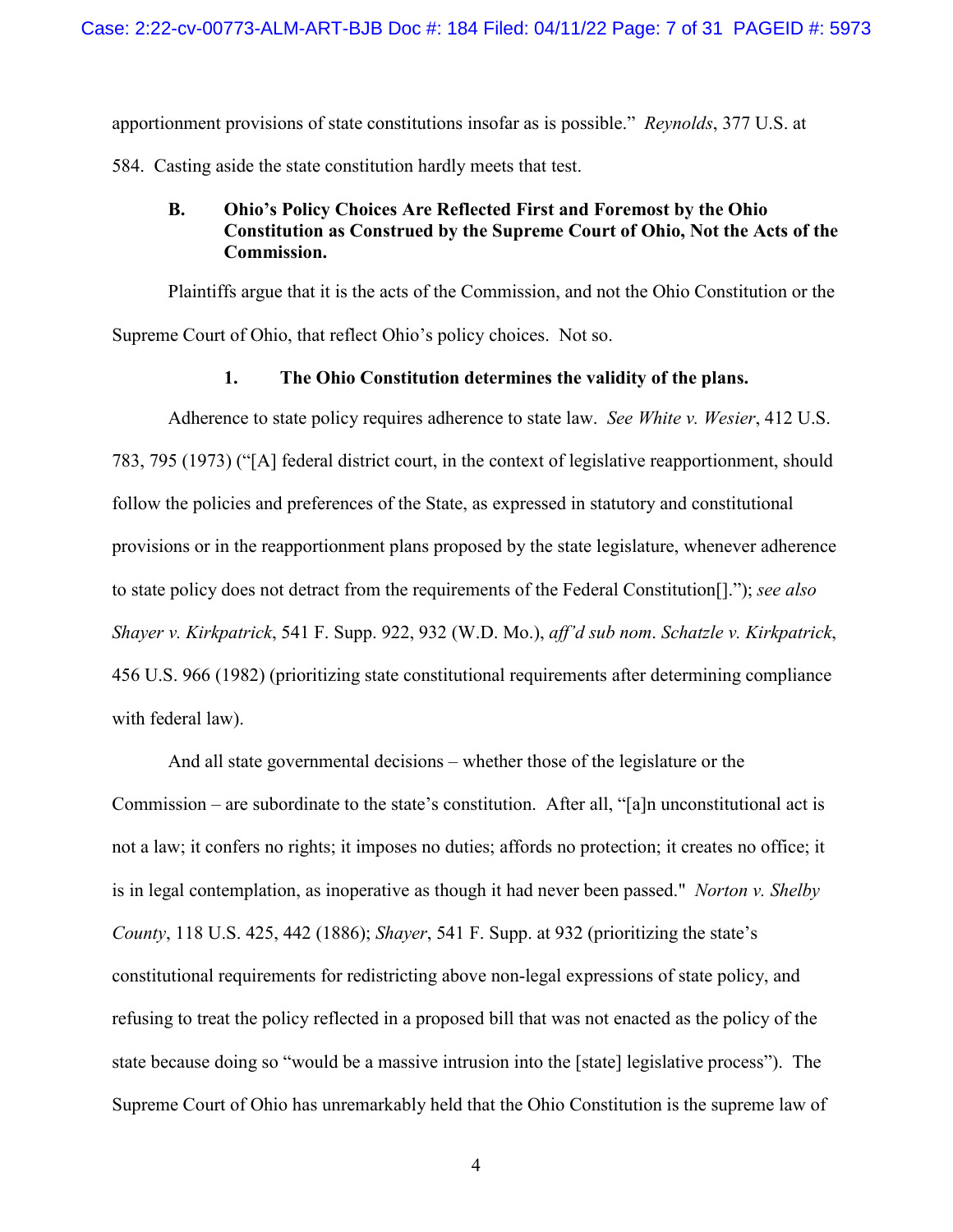apportionment provisions of state constitutions insofar as is possible." *Reynolds*, 377 U.S. at 584. Casting aside the state constitution hardly meets that test.

### B. Ohio's Policy Choices Are Reflected First and Foremost by the Ohio Constitution as Construed by the Supreme Court of Ohio, Not the Acts of the Commission.

Plaintiffs argue that it is the acts of the Commission, and not the Ohio Constitution or the Supreme Court of Ohio, that reflect Ohio's policy choices. Not so.

#### 1. The Ohio Constitution determines the validity of the plans.

Adherence to state policy requires adherence to state law. *See White v. Wesier*, 412 U.S. 783, 795 (1973) ("[A] federal district court, in the context of legislative reapportionment, should follow the policies and preferences of the State, as expressed in statutory and constitutional provisions or in the reapportionment plans proposed by the state legislature, whenever adherence to state policy does not detract from the requirements of the Federal Constitution[]."); *see also Shayer v. Kirkpatrick*, 541 F. Supp. 922, 932 (W.D. Mo.), *aff'd sub nom*. *Schatzle v. Kirkpatrick*, 456 U.S. 966 (1982) (prioritizing state constitutional requirements after determining compliance with federal law).

And all state governmental decisions – whether those of the legislature or the Commission – are subordinate to the state's constitution. After all, "[a]n unconstitutional act is not a law; it confers no rights; it imposes no duties; affords no protection; it creates no office; it is in legal contemplation, as inoperative as though it had never been passed." *Norton v. Shelby County*, 118 U.S. 425, 442 (1886); *Shayer*, 541 F. Supp. at 932 (prioritizing the state's constitutional requirements for redistricting above non-legal expressions of state policy, and refusing to treat the policy reflected in a proposed bill that was not enacted as the policy of the state because doing so "would be a massive intrusion into the [state] legislative process"). The Supreme Court of Ohio has unremarkably held that the Ohio Constitution is the supreme law of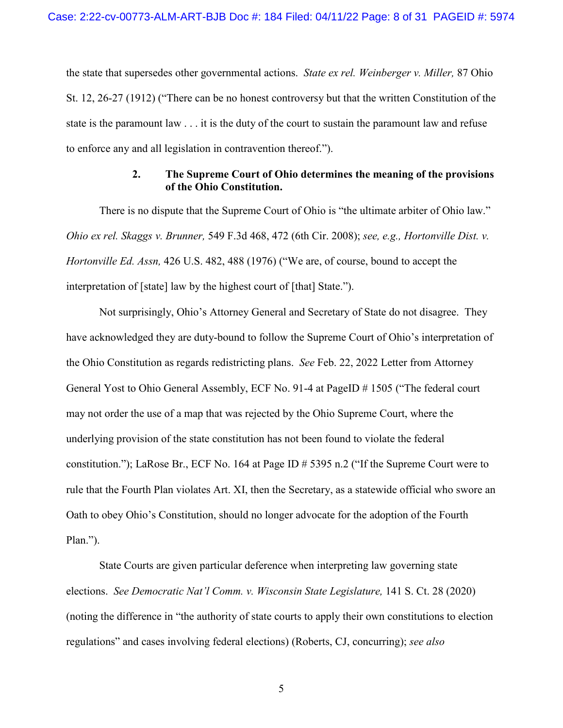the state that supersedes other governmental actions. *State ex rel. Weinberger v. Miller,* 87 Ohio St. 12, 26-27 (1912) ("There can be no honest controversy but that the written Constitution of the state is the paramount law . . . it is the duty of the court to sustain the paramount law and refuse to enforce any and all legislation in contravention thereof.").

### 2. The Supreme Court of Ohio determines the meaning of the provisions of the Ohio Constitution.

There is no dispute that the Supreme Court of Ohio is "the ultimate arbiter of Ohio law." *Ohio ex rel. Skaggs v. Brunner,* 549 F.3d 468, 472 (6th Cir. 2008); *see, e.g., Hortonville Dist. v. Hortonville Ed. Assn,* 426 U.S. 482, 488 (1976) ("We are, of course, bound to accept the interpretation of [state] law by the highest court of [that] State.").

Not surprisingly, Ohio's Attorney General and Secretary of State do not disagree. They have acknowledged they are duty-bound to follow the Supreme Court of Ohio's interpretation of the Ohio Constitution as regards redistricting plans. *See* Feb. 22, 2022 Letter from Attorney General Yost to Ohio General Assembly, ECF No. 91-4 at PageID # 1505 ("The federal court may not order the use of a map that was rejected by the Ohio Supreme Court, where the underlying provision of the state constitution has not been found to violate the federal constitution."); LaRose Br., ECF No. 164 at Page ID # 5395 n.2 ("If the Supreme Court were to rule that the Fourth Plan violates Art. XI, then the Secretary, as a statewide official who swore an Oath to obey Ohio's Constitution, should no longer advocate for the adoption of the Fourth Plan.").

State Courts are given particular deference when interpreting law governing state elections. *See Democratic Nat'l Comm. v. Wisconsin State Legislature,* 141 S. Ct. 28 (2020) (noting the difference in "the authority of state courts to apply their own constitutions to election regulations" and cases involving federal elections) (Roberts, CJ, concurring); *see also*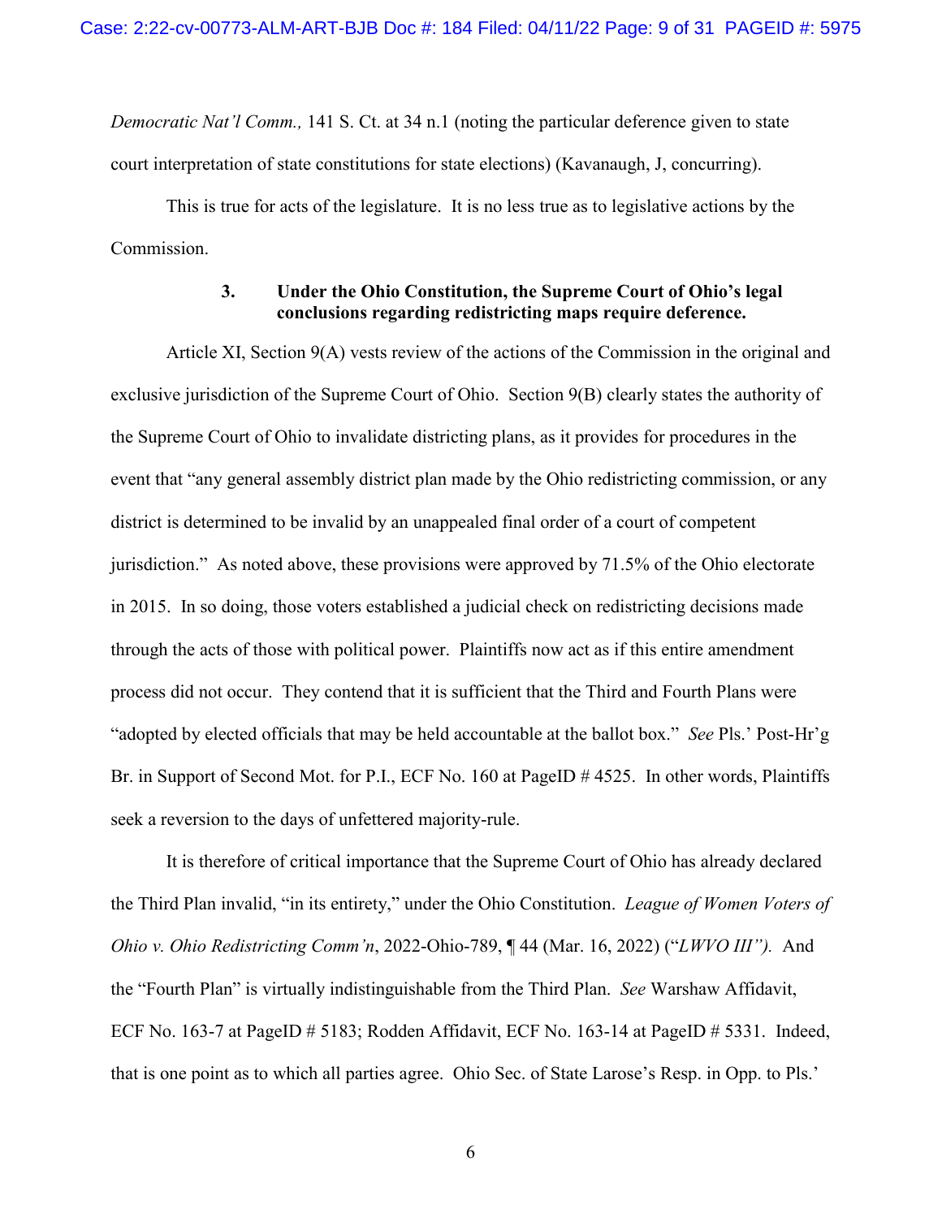*Democratic Nat'l Comm.,* 141 S. Ct. at 34 n.1 (noting the particular deference given to state court interpretation of state constitutions for state elections) (Kavanaugh, J, concurring).

This is true for acts of the legislature. It is no less true as to legislative actions by the Commission.

### 3. Under the Ohio Constitution, the Supreme Court of Ohio's legal conclusions regarding redistricting maps require deference.

Article XI, Section 9(A) vests review of the actions of the Commission in the original and exclusive jurisdiction of the Supreme Court of Ohio. Section 9(B) clearly states the authority of the Supreme Court of Ohio to invalidate districting plans, as it provides for procedures in the event that "any general assembly district plan made by the Ohio redistricting commission, or any district is determined to be invalid by an unappealed final order of a court of competent jurisdiction." As noted above, these provisions were approved by 71.5% of the Ohio electorate in 2015. In so doing, those voters established a judicial check on redistricting decisions made through the acts of those with political power. Plaintiffs now act as if this entire amendment process did not occur. They contend that it is sufficient that the Third and Fourth Plans were "adopted by elected officials that may be held accountable at the ballot box." *See* Pls.' Post-Hr'g Br. in Support of Second Mot. for P.I., ECF No. 160 at PageID # 4525. In other words, Plaintiffs seek a reversion to the days of unfettered majority-rule.

It is therefore of critical importance that the Supreme Court of Ohio has already declared the Third Plan invalid, "in its entirety," under the Ohio Constitution. *League of Women Voters of Ohio v. Ohio Redistricting Comm'n*, 2022-Ohio-789, ¶ 44 (Mar. 16, 2022) ("*LWVO III").* And the "Fourth Plan" is virtually indistinguishable from the Third Plan. *See* Warshaw Affidavit, ECF No. 163-7 at PageID # 5183; Rodden Affidavit, ECF No. 163-14 at PageID # 5331. Indeed, that is one point as to which all parties agree. Ohio Sec. of State Larose's Resp. in Opp. to Pls.'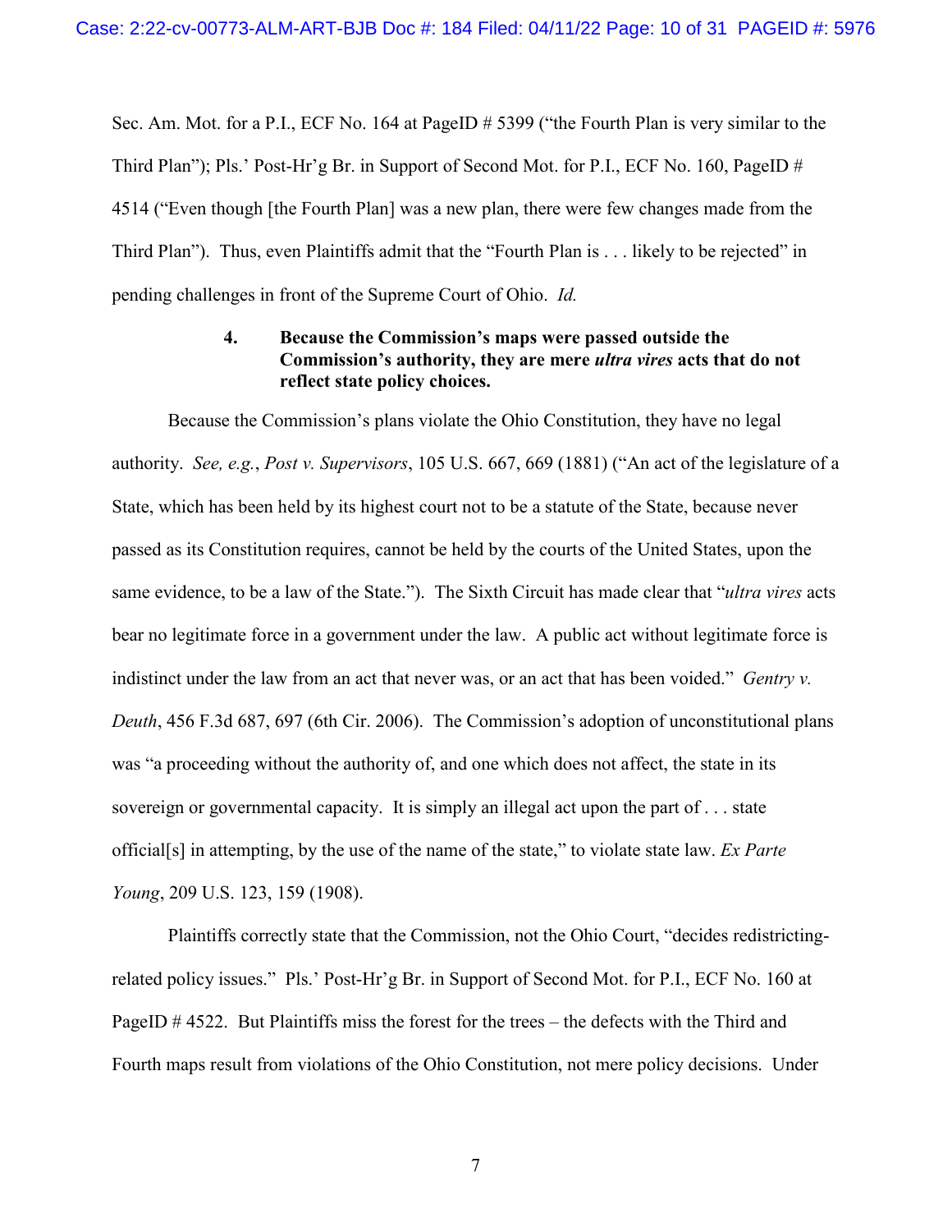Sec. Am. Mot. for a P.I., ECF No. 164 at PageID # 5399 ("the Fourth Plan is very similar to the Third Plan"); Pls.' Post-Hr'g Br. in Support of Second Mot. for P.I., ECF No. 160, PageID # 4514 ("Even though [the Fourth Plan] was a new plan, there were few changes made from the Third Plan"). Thus, even Plaintiffs admit that the "Fourth Plan is . . . likely to be rejected" in pending challenges in front of the Supreme Court of Ohio. *Id.*

#### 4. Because the Commission's maps were passed outside the Commission's authority, they are mere *ultra vires* acts that do not reflect state policy choices.

Because the Commission's plans violate the Ohio Constitution, they have no legal authority. *See, e.g.*, *Post v. Supervisors*, 105 U.S. 667, 669 (1881) ("An act of the legislature of a State, which has been held by its highest court not to be a statute of the State, because never passed as its Constitution requires, cannot be held by the courts of the United States, upon the same evidence, to be a law of the State."). The Sixth Circuit has made clear that "*ultra vires* acts bear no legitimate force in a government under the law. A public act without legitimate force is indistinct under the law from an act that never was, or an act that has been voided." *Gentry v. Deuth*, 456 F.3d 687, 697 (6th Cir. 2006). The Commission's adoption of unconstitutional plans was "a proceeding without the authority of, and one which does not affect, the state in its sovereign or governmental capacity. It is simply an illegal act upon the part of . . . state official[s] in attempting, by the use of the name of the state," to violate state law. *Ex Parte Young*, 209 U.S. 123, 159 (1908).

Plaintiffs correctly state that the Commission, not the Ohio Court, "decides redistricting-related policy issues." Pls.' Post-Hr'g Br. in Support of Second Mot. for P.I., ECF No. 160 at PageID # 4522. But Plaintiffs miss the forest for the trees – the defects with the Third and Fourth maps result from violations of the Ohio Constitution, not mere policy decisions. Under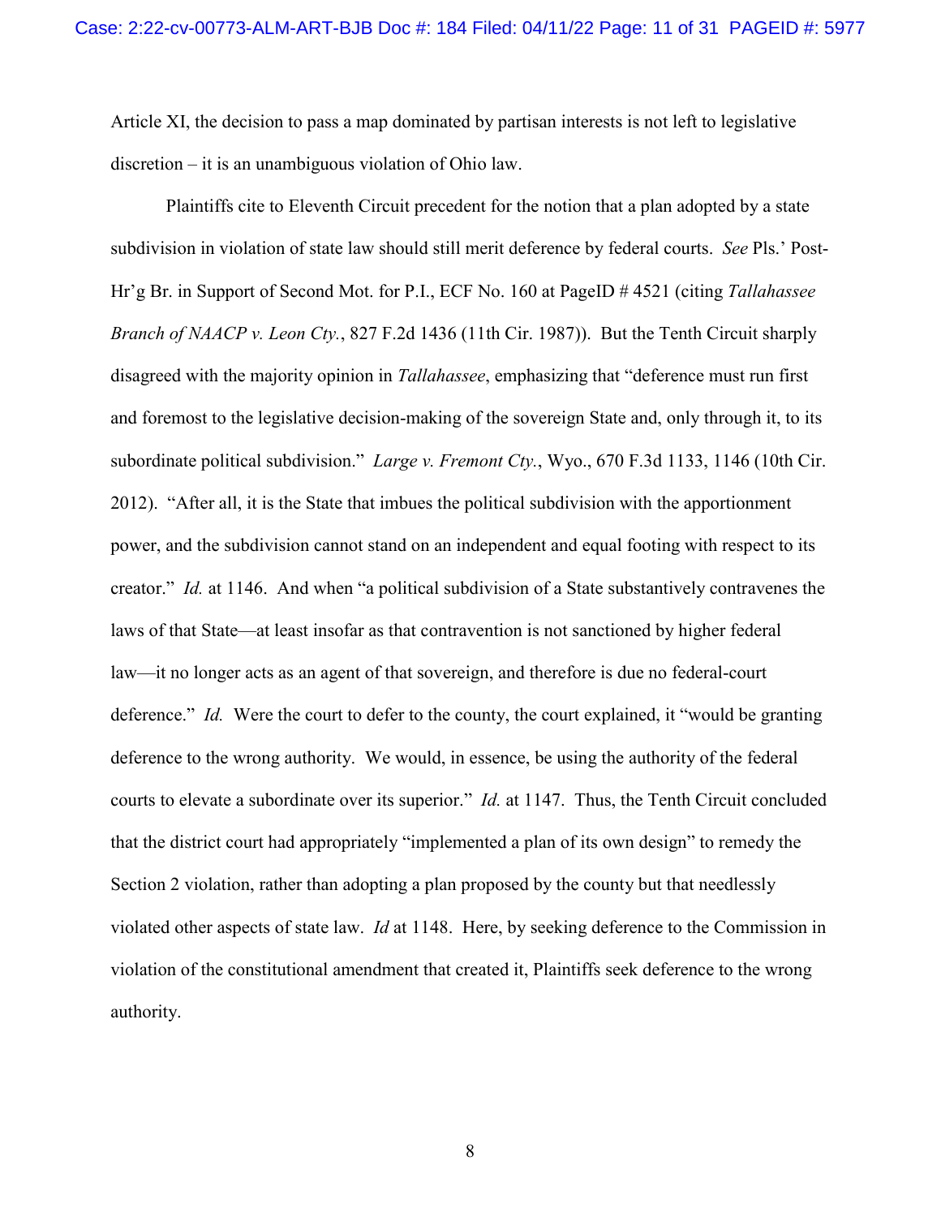Article XI, the decision to pass a map dominated by partisan interests is not left to legislative discretion – it is an unambiguous violation of Ohio law.

Plaintiffs cite to Eleventh Circuit precedent for the notion that a plan adopted by a state subdivision in violation of state law should still merit deference by federal courts. *See* Pls.' Post-Hr'g Br. in Support of Second Mot. for P.I., ECF No. 160 at PageID # 4521 (citing *Tallahassee Branch of NAACP v. Leon Cty.*, 827 F.2d 1436 (11th Cir. 1987)). But the Tenth Circuit sharply disagreed with the majority opinion in *Tallahassee*, emphasizing that "deference must run first and foremost to the legislative decision-making of the sovereign State and, only through it, to its subordinate political subdivision." *Large v. Fremont Cty.*, Wyo., 670 F.3d 1133, 1146 (10th Cir. 2012). "After all, it is the State that imbues the political subdivision with the apportionment power, and the subdivision cannot stand on an independent and equal footing with respect to its creator." *Id.* at 1146. And when "a political subdivision of a State substantively contravenes the laws of that State—at least insofar as that contravention is not sanctioned by higher federal law—it no longer acts as an agent of that sovereign, and therefore is due no federal-court deference." *Id.* Were the court to defer to the county, the court explained, it "would be granting deference to the wrong authority. We would, in essence, be using the authority of the federal courts to elevate a subordinate over its superior." *Id.* at 1147. Thus, the Tenth Circuit concluded that the district court had appropriately "implemented a plan of its own design" to remedy the Section 2 violation, rather than adopting a plan proposed by the county but that needlessly violated other aspects of state law. *Id* at 1148. Here, by seeking deference to the Commission in violation of the constitutional amendment that created it, Plaintiffs seek deference to the wrong authority.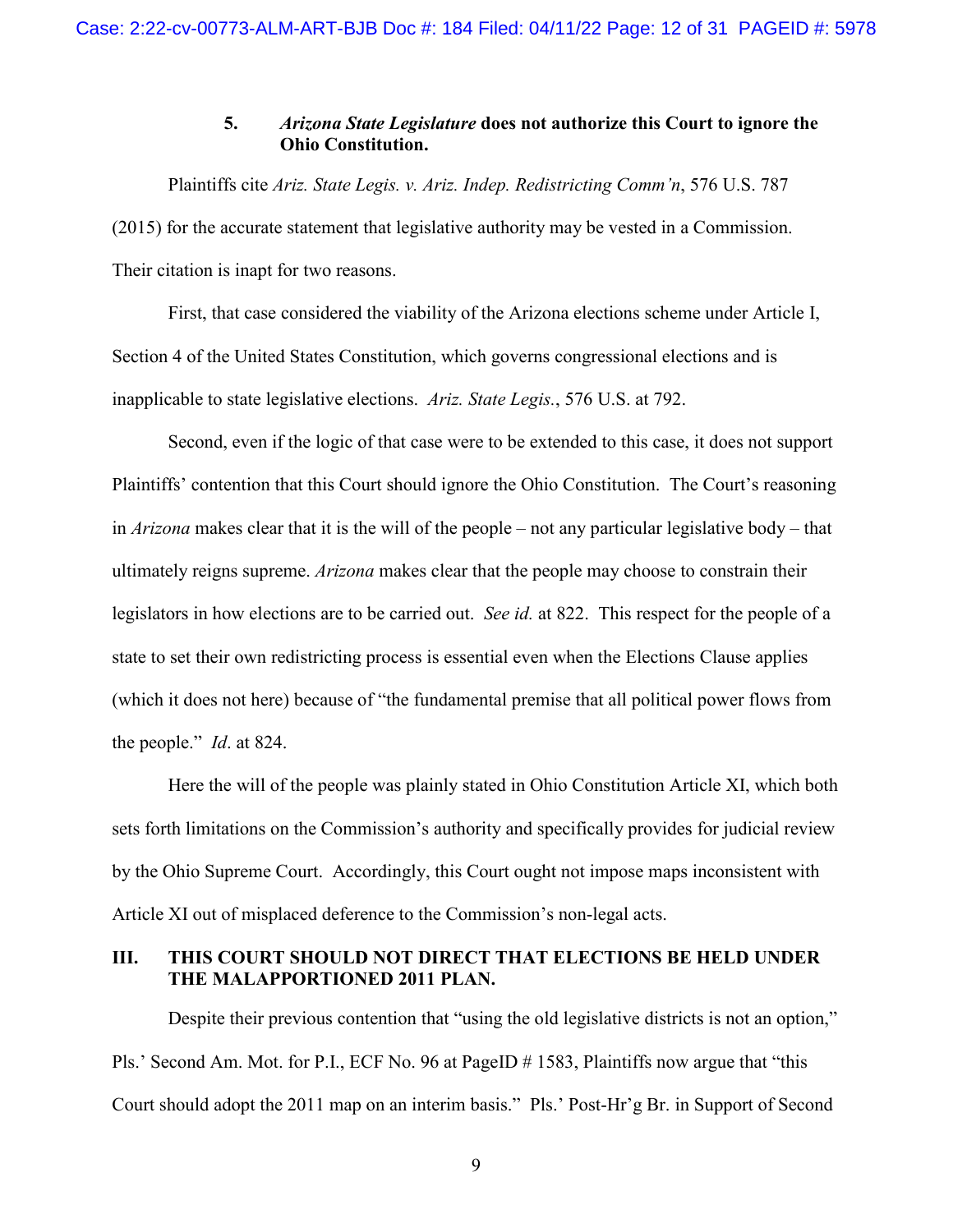### 5. *Arizona State Legislature* does not authorize this Court to ignore the Ohio Constitution.

Plaintiffs cite *Ariz. State Legis. v. Ariz. Indep. Redistricting Comm'n*, 576 U.S. 787 (2015) for the accurate statement that legislative authority may be vested in a Commission. Their citation is inapt for two reasons.

First, that case considered the viability of the Arizona elections scheme under Article I, Section 4 of the United States Constitution, which governs congressional elections and is inapplicable to state legislative elections. *Ariz. State Legis.*, 576 U.S. at 792.

Second, even if the logic of that case were to be extended to this case, it does not support Plaintiffs' contention that this Court should ignore the Ohio Constitution. The Court's reasoning in *Arizona* makes clear that it is the will of the people – not any particular legislative body – that ultimately reigns supreme. *Arizona* makes clear that the people may choose to constrain their legislators in how elections are to be carried out. *See id.* at 822. This respect for the people of a state to set their own redistricting process is essential even when the Elections Clause applies (which it does not here) because of "the fundamental premise that all political power flows from the people." *Id*. at 824.

Here the will of the people was plainly stated in Ohio Constitution Article XI, which both sets forth limitations on the Commission's authority and specifically provides for judicial review by the Ohio Supreme Court. Accordingly, this Court ought not impose maps inconsistent with Article XI out of misplaced deference to the Commission's non-legal acts.

## III. THIS COURT SHOULD NOT DIRECT THAT ELECTIONS BE HELD UNDER THE MALAPPORTIONED 2011 PLAN.

Despite their previous contention that "using the old legislative districts is not an option," Pls.' Second Am. Mot. for P.I., ECF No. 96 at PageID # 1583, Plaintiffs now argue that "this Court should adopt the 2011 map on an interim basis." Pls.' Post-Hr'g Br. in Support of Second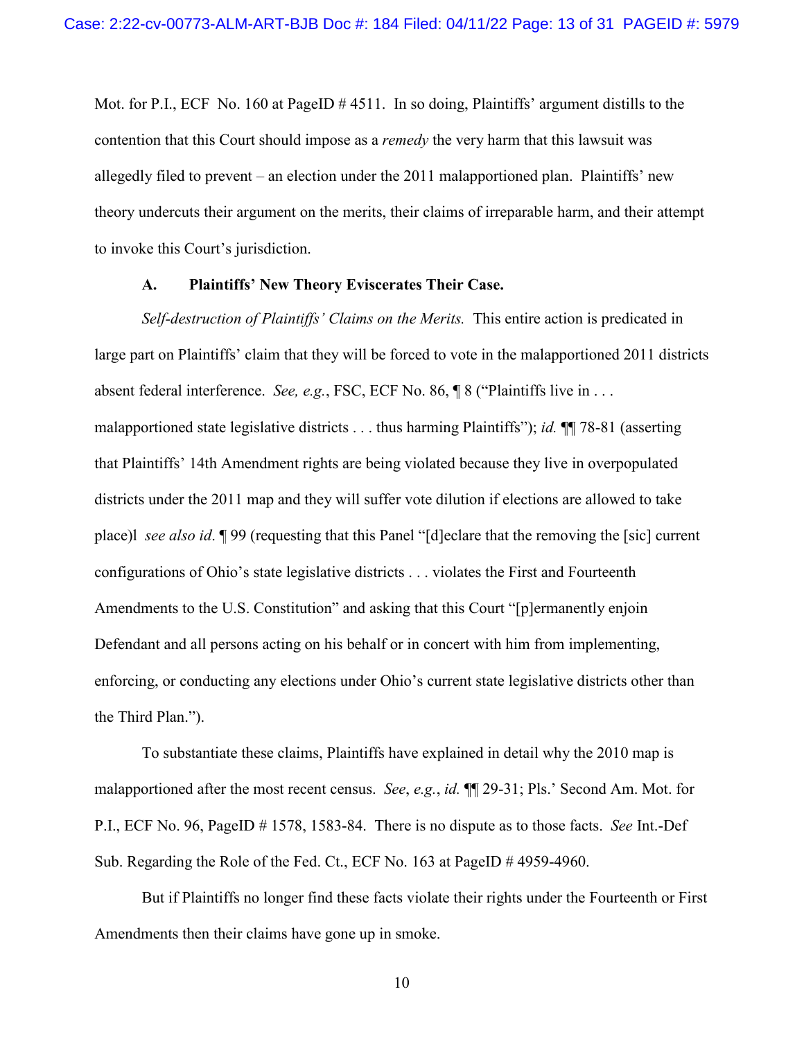Mot. for P.I., ECF No. 160 at PageID # 4511. In so doing, Plaintiffs' argument distills to the contention that this Court should impose as a *remedy* the very harm that this lawsuit was allegedly filed to prevent – an election under the 2011 malapportioned plan. Plaintiffs' new theory undercuts their argument on the merits, their claims of irreparable harm, and their attempt to invoke this Court's jurisdiction.

### A. Plaintiffs' New Theory Eviscerates Their Case.

*Self-destruction of Plaintiffs' Claims on the Merits.* This entire action is predicated in large part on Plaintiffs' claim that they will be forced to vote in the malapportioned 2011 districts absent federal interference. *See, e.g.*, FSC, ECF No. 86, ¶ 8 ("Plaintiffs live in . . . malapportioned state legislative districts . . . thus harming Plaintiffs"); *id.* ¶¶ 78-81 (asserting that Plaintiffs' 14th Amendment rights are being violated because they live in overpopulated districts under the 2011 map and they will suffer vote dilution if elections are allowed to take place)l *see also id*. ¶ 99 (requesting that this Panel "[d]eclare that the removing the [sic] current configurations of Ohio's state legislative districts . . . violates the First and Fourteenth Amendments to the U.S. Constitution" and asking that this Court "[p]ermanently enjoin Defendant and all persons acting on his behalf or in concert with him from implementing, enforcing, or conducting any elections under Ohio's current state legislative districts other than the Third Plan.").

To substantiate these claims, Plaintiffs have explained in detail why the 2010 map is malapportioned after the most recent census. *See*, *e.g.*, *id.* ¶¶ 29-31; Pls.' Second Am. Mot. for P.I., ECF No. 96, PageID # 1578, 1583-84. There is no dispute as to those facts. *See* Int.-Def Sub. Regarding the Role of the Fed. Ct., ECF No. 163 at PageID # 4959-4960.

But if Plaintiffs no longer find these facts violate their rights under the Fourteenth or First Amendments then their claims have gone up in smoke.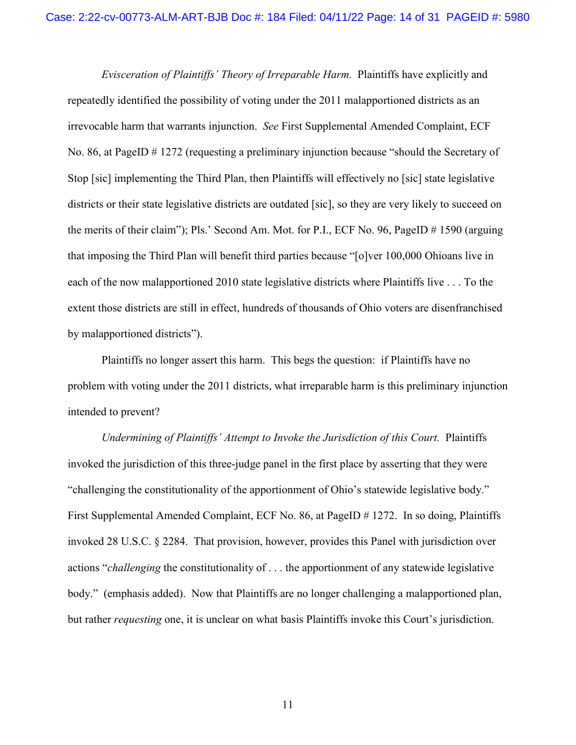*Evisceration of Plaintiffs' Theory of Irreparable Harm.* Plaintiffs have explicitly and repeatedly identified the possibility of voting under the 2011 malapportioned districts as an irrevocable harm that warrants injunction. *See* First Supplemental Amended Complaint, ECF No. 86, at PageID # 1272 (requesting a preliminary injunction because "should the Secretary of Stop [sic] implementing the Third Plan, then Plaintiffs will effectively no [sic] state legislative districts or their state legislative districts are outdated [sic], so they are very likely to succeed on the merits of their claim"); Pls.' Second Am. Mot. for P.I., ECF No. 96, PageID # 1590 (arguing that imposing the Third Plan will benefit third parties because "[o]ver 100,000 Ohioans live in each of the now malapportioned 2010 state legislative districts where Plaintiffs live . . . To the extent those districts are still in effect, hundreds of thousands of Ohio voters are disenfranchised by malapportioned districts").

Plaintiffs no longer assert this harm. This begs the question: if Plaintiffs have no problem with voting under the 2011 districts, what irreparable harm is this preliminary injunction intended to prevent?

*Undermining of Plaintiffs' Attempt to Invoke the Jurisdiction of this Court.* Plaintiffs invoked the jurisdiction of this three-judge panel in the first place by asserting that they were "challenging the constitutionality of the apportionment of Ohio's statewide legislative body." First Supplemental Amended Complaint, ECF No. 86, at PageID # 1272. In so doing, Plaintiffs invoked 28 U.S.C. § 2284. That provision, however, provides this Panel with jurisdiction over actions "*challenging* the constitutionality of . . . the apportionment of any statewide legislative body." (emphasis added). Now that Plaintiffs are no longer challenging a malapportioned plan, but rather *requesting* one, it is unclear on what basis Plaintiffs invoke this Court's jurisdiction.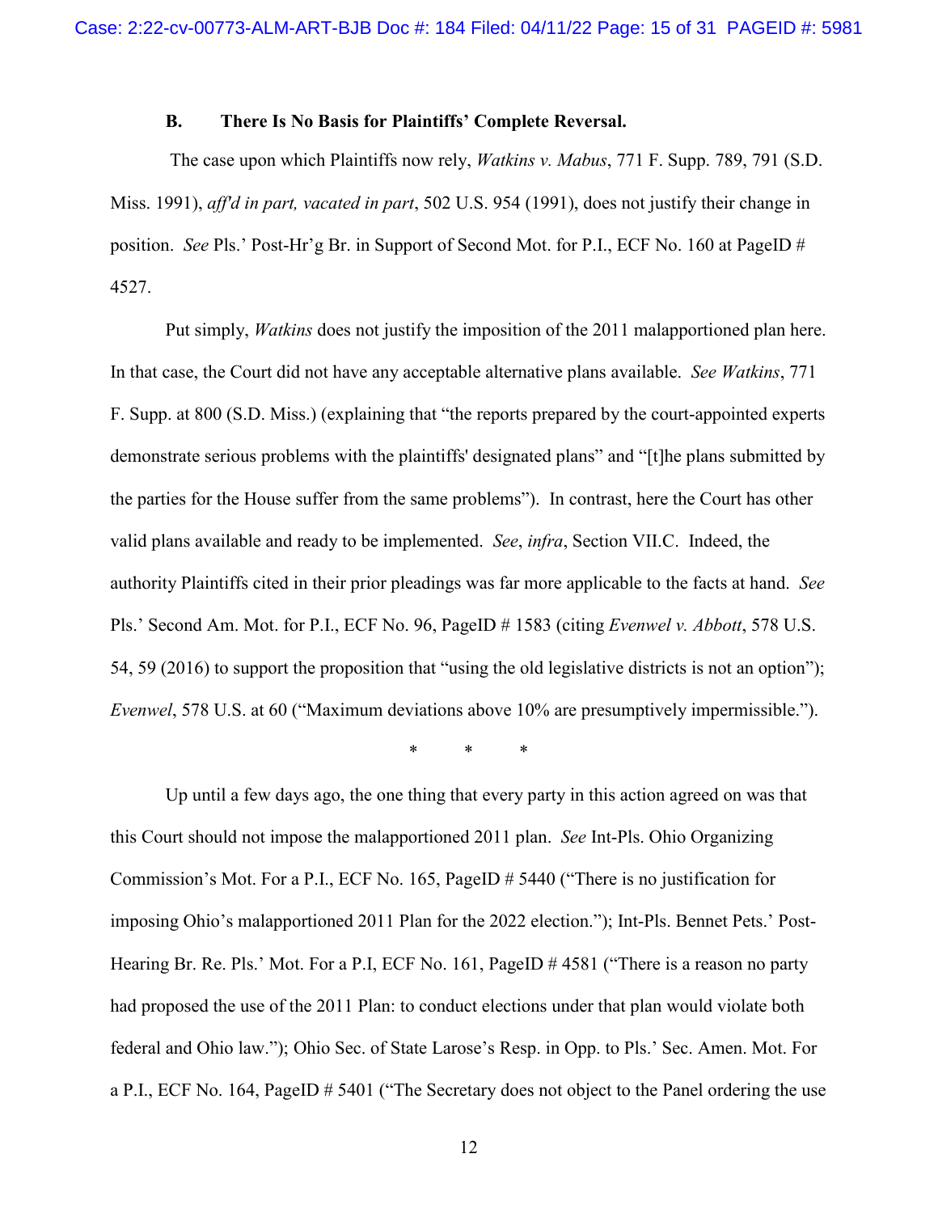### B. There Is No Basis for Plaintiffs' Complete Reversal.

The case upon which Plaintiffs now rely, *Watkins v. Mabus*, 771 F. Supp. 789, 791 (S.D. Miss. 1991), *aff'd in part, vacated in part*, 502 U.S. 954 (1991), does not justify their change in position. *See* Pls.' Post-Hr'g Br. in Support of Second Mot. for P.I., ECF No. 160 at PageID # 4527.

Put simply, *Watkins* does not justify the imposition of the 2011 malapportioned plan here. In that case, the Court did not have any acceptable alternative plans available. *See Watkins*, 771 F. Supp. at 800 (S.D. Miss.) (explaining that "the reports prepared by the court-appointed experts demonstrate serious problems with the plaintiffs' designated plans" and "[t]he plans submitted by the parties for the House suffer from the same problems"). In contrast, here the Court has other valid plans available and ready to be implemented. *See*, *infra*, Section VII.C. Indeed, the authority Plaintiffs cited in their prior pleadings was far more applicable to the facts at hand. *See* Pls.' Second Am. Mot. for P.I., ECF No. 96, PageID # 1583 (citing *Evenwel v. Abbott*, 578 U.S. 54, 59 (2016) to support the proposition that "using the old legislative districts is not an option"); *Evenwel*, 578 U.S. at 60 ("Maximum deviations above 10% are presumptively impermissible.").

\* \* \*

Up until a few days ago, the one thing that every party in this action agreed on was that this Court should not impose the malapportioned 2011 plan. *See* Int-Pls. Ohio Organizing Commission's Mot. For a P.I., ECF No. 165, PageID # 5440 ("There is no justification for imposing Ohio's malapportioned 2011 Plan for the 2022 election."); Int-Pls. Bennet Pets.' Post-Hearing Br. Re. Pls.' Mot. For a P.I, ECF No. 161, PageID # 4581 ("There is a reason no party had proposed the use of the 2011 Plan: to conduct elections under that plan would violate both federal and Ohio law."); Ohio Sec. of State Larose's Resp. in Opp. to Pls.' Sec. Amen. Mot. For a P.I., ECF No. 164, PageID # 5401 ("The Secretary does not object to the Panel ordering the use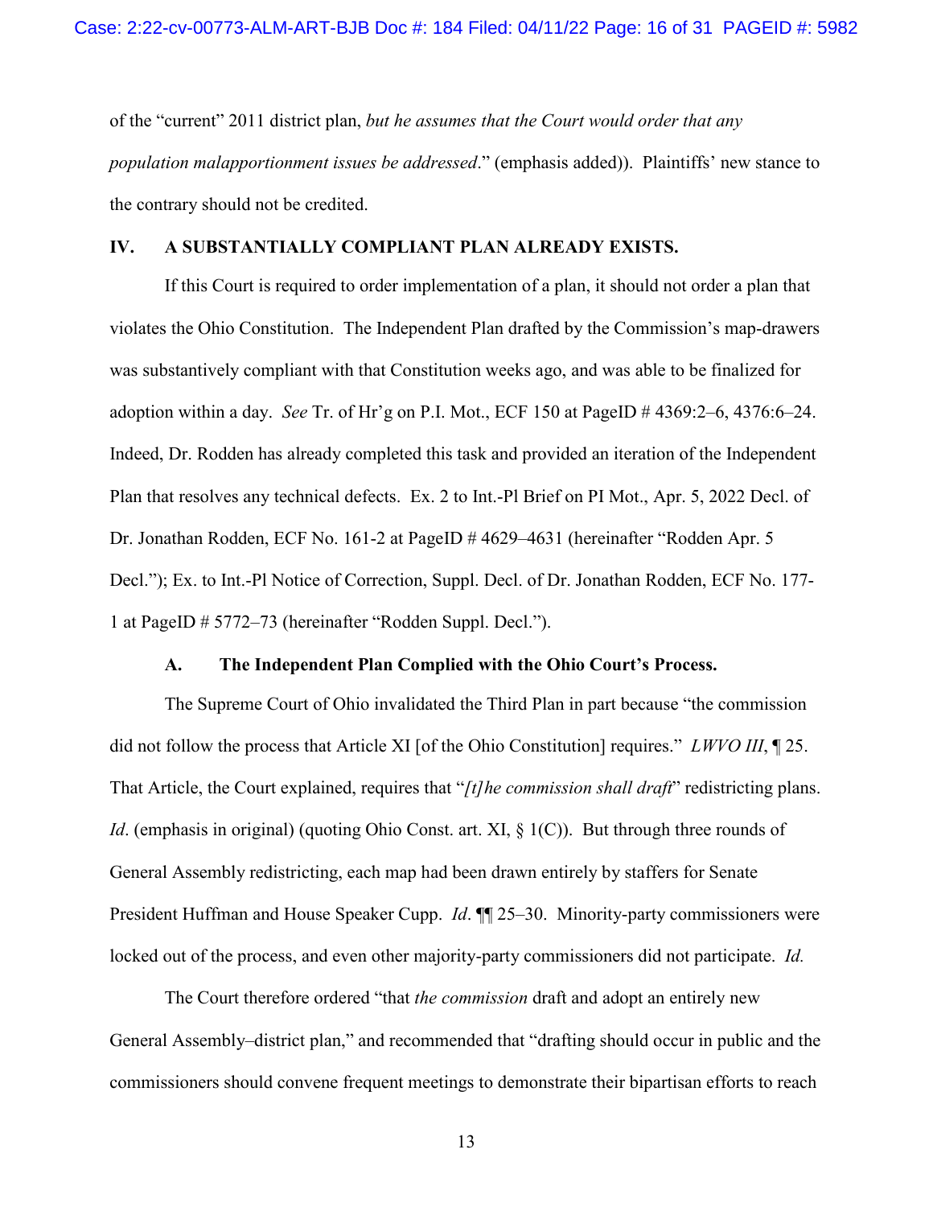of the "current" 2011 district plan, *but he assumes that the Court would order that any population malapportionment issues be addressed*." (emphasis added)). Plaintiffs' new stance to the contrary should not be credited.

## IV. A SUBSTANTIALLY COMPLIANT PLAN ALREADY EXISTS.

If this Court is required to order implementation of a plan, it should not order a plan that violates the Ohio Constitution. The Independent Plan drafted by the Commission's map-drawers was substantively compliant with that Constitution weeks ago, and was able to be finalized for adoption within a day. *See* Tr. of Hr'g on P.I. Mot., ECF 150 at PageID # 4369:2–6, 4376:6–24. Indeed, Dr. Rodden has already completed this task and provided an iteration of the Independent Plan that resolves any technical defects. Ex. 2 to Int.-Pl Brief on PI Mot., Apr. 5, 2022 Decl. of Dr. Jonathan Rodden, ECF No. 161-2 at PageID # 4629–4631 (hereinafter "Rodden Apr. 5 Decl."); Ex. to Int.-Pl Notice of Correction, Suppl. Decl. of Dr. Jonathan Rodden, ECF No. 177-1 at PageID # 5772–73 (hereinafter "Rodden Suppl. Decl.").

### A. The Independent Plan Complied with the Ohio Court's Process.

The Supreme Court of Ohio invalidated the Third Plan in part because "the commission did not follow the process that Article XI [of the Ohio Constitution] requires." *LWVO III*, ¶ 25. That Article, the Court explained, requires that "*[t]he commission shall draft*" redistricting plans. *Id*. (emphasis in original) (quoting Ohio Const. art. XI, § 1(C)). But through three rounds of General Assembly redistricting, each map had been drawn entirely by staffers for Senate President Huffman and House Speaker Cupp. *Id*. ¶¶ 25–30. Minority-party commissioners were locked out of the process, and even other majority-party commissioners did not participate. *Id.*

The Court therefore ordered "that *the commission* draft and adopt an entirely new General Assembly–district plan," and recommended that "drafting should occur in public and the commissioners should convene frequent meetings to demonstrate their bipartisan efforts to reach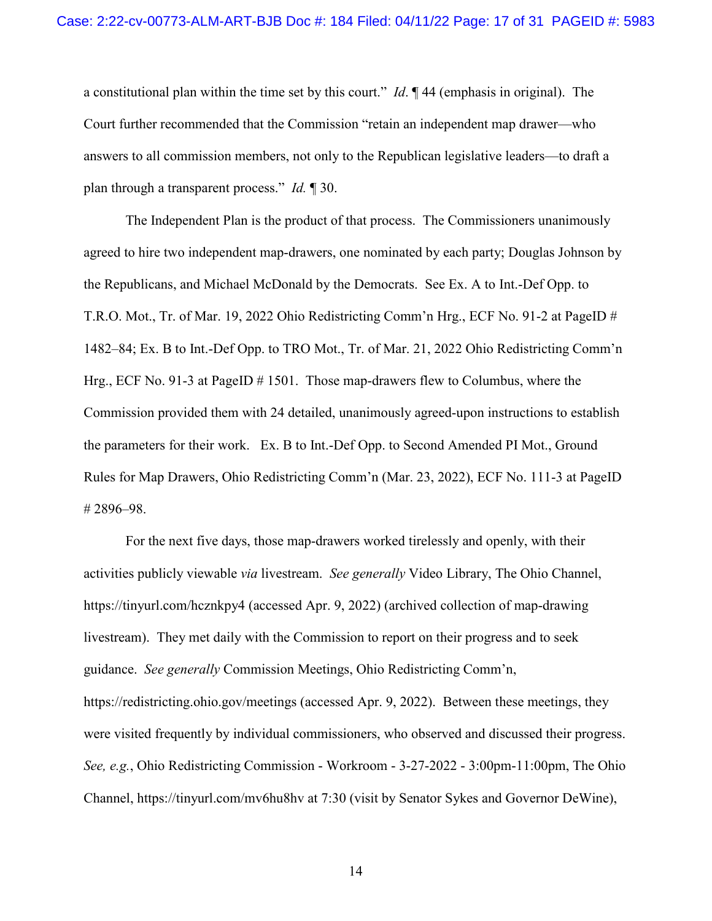a constitutional plan within the time set by this court." *Id*. ¶ 44 (emphasis in original). The Court further recommended that the Commission "retain an independent map drawer—who answers to all commission members, not only to the Republican legislative leaders—to draft a plan through a transparent process." *Id.* ¶ 30.

The Independent Plan is the product of that process. The Commissioners unanimously agreed to hire two independent map-drawers, one nominated by each party; Douglas Johnson by the Republicans, and Michael McDonald by the Democrats. See Ex. A to Int.-Def Opp. to T.R.O. Mot., Tr. of Mar. 19, 2022 Ohio Redistricting Comm'n Hrg., ECF No. 91-2 at PageID # 1482–84; Ex. B to Int.-Def Opp. to TRO Mot., Tr. of Mar. 21, 2022 Ohio Redistricting Comm'n Hrg., ECF No. 91-3 at PageID # 1501. Those map-drawers flew to Columbus, where the Commission provided them with 24 detailed, unanimously agreed-upon instructions to establish the parameters for their work. Ex. B to Int.-Def Opp. to Second Amended PI Mot., Ground Rules for Map Drawers, Ohio Redistricting Comm'n (Mar. 23, 2022), ECF No. 111-3 at PageID # 2896–98.

For the next five days, those map-drawers worked tirelessly and openly, with their activities publicly viewable *via* livestream. *See generally* Video Library, The Ohio Channel, https://tinyurl.com/hcznkpy4 (accessed Apr. 9, 2022) (archived collection of map-drawing livestream). They met daily with the Commission to report on their progress and to seek guidance. *See generally* Commission Meetings, Ohio Redistricting Comm'n, https://redistricting.ohio.gov/meetings (accessed Apr. 9, 2022). Between these meetings, they were visited frequently by individual commissioners, who observed and discussed their progress. *See, e.g.*, Ohio Redistricting Commission - Workroom - 3-27-2022 - 3:00pm-11:00pm, The Ohio Channel, https://tinyurl.com/mv6hu8hv at 7:30 (visit by Senator Sykes and Governor DeWine),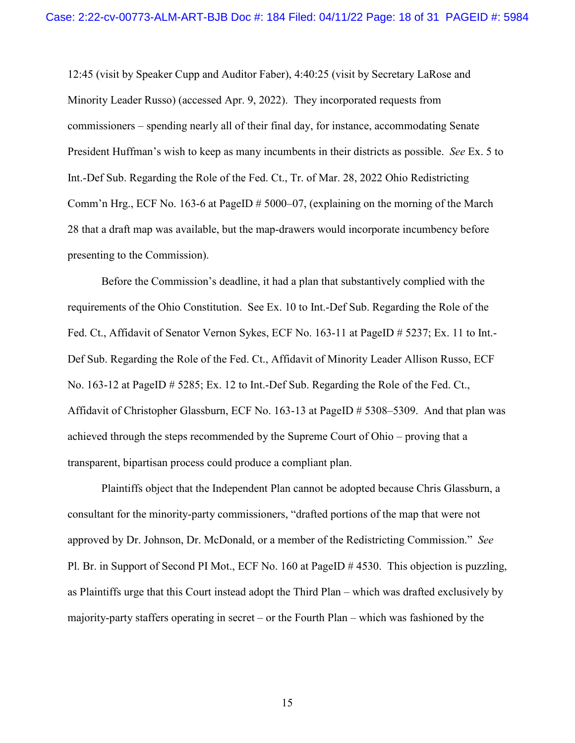12:45 (visit by Speaker Cupp and Auditor Faber), 4:40:25 (visit by Secretary LaRose and Minority Leader Russo) (accessed Apr. 9, 2022). They incorporated requests from commissioners – spending nearly all of their final day, for instance, accommodating Senate President Huffman's wish to keep as many incumbents in their districts as possible. *See* Ex. 5 to Int.-Def Sub. Regarding the Role of the Fed. Ct., Tr. of Mar. 28, 2022 Ohio Redistricting Comm'n Hrg., ECF No. 163-6 at PageID # 5000–07, (explaining on the morning of the March 28 that a draft map was available, but the map-drawers would incorporate incumbency before presenting to the Commission).

Before the Commission's deadline, it had a plan that substantively complied with the requirements of the Ohio Constitution. See Ex. 10 to Int.-Def Sub. Regarding the Role of the Fed. Ct., Affidavit of Senator Vernon Sykes, ECF No. 163-11 at PageID # 5237; Ex. 11 to Int.-Def Sub. Regarding the Role of the Fed. Ct., Affidavit of Minority Leader Allison Russo, ECF No. 163-12 at PageID # 5285; Ex. 12 to Int.-Def Sub. Regarding the Role of the Fed. Ct., Affidavit of Christopher Glassburn, ECF No. 163-13 at PageID # 5308–5309. And that plan was achieved through the steps recommended by the Supreme Court of Ohio – proving that a transparent, bipartisan process could produce a compliant plan.

Plaintiffs object that the Independent Plan cannot be adopted because Chris Glassburn, a consultant for the minority-party commissioners, "drafted portions of the map that were not approved by Dr. Johnson, Dr. McDonald, or a member of the Redistricting Commission." *See* Pl. Br. in Support of Second PI Mot., ECF No. 160 at PageID # 4530. This objection is puzzling, as Plaintiffs urge that this Court instead adopt the Third Plan – which was drafted exclusively by majority-party staffers operating in secret – or the Fourth Plan – which was fashioned by the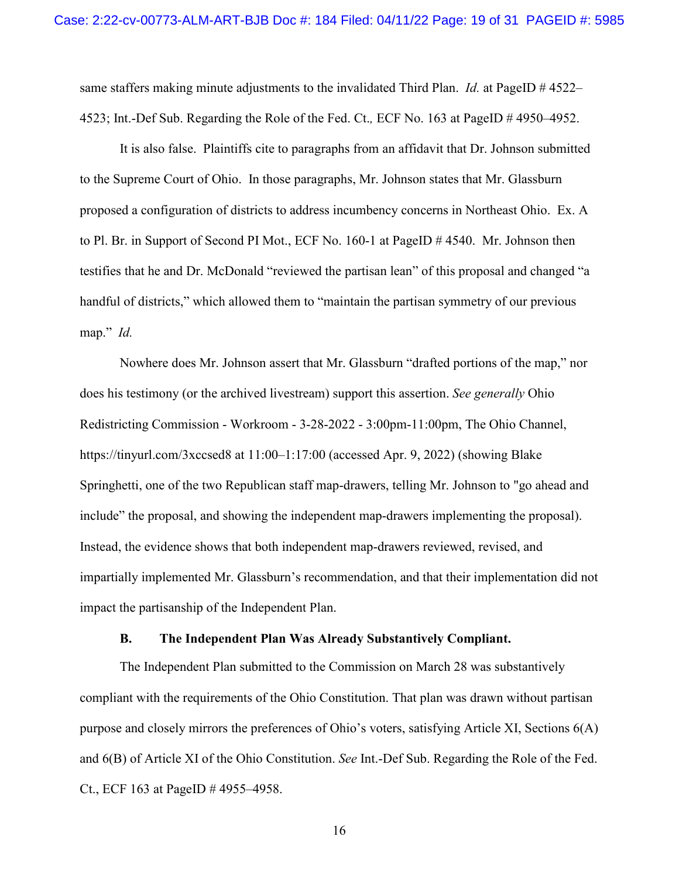same staffers making minute adjustments to the invalidated Third Plan. *Id.* at PageID # 4522–4523; Int.-Def Sub. Regarding the Role of the Fed. Ct.*,* ECF No. 163 at PageID # 4950–4952.

It is also false. Plaintiffs cite to paragraphs from an affidavit that Dr. Johnson submitted to the Supreme Court of Ohio. In those paragraphs, Mr. Johnson states that Mr. Glassburn proposed a configuration of districts to address incumbency concerns in Northeast Ohio. Ex. A to Pl. Br. in Support of Second PI Mot., ECF No. 160-1 at PageID # 4540. Mr. Johnson then testifies that he and Dr. McDonald "reviewed the partisan lean" of this proposal and changed "a handful of districts," which allowed them to "maintain the partisan symmetry of our previous map." *Id.*

Nowhere does Mr. Johnson assert that Mr. Glassburn "drafted portions of the map," nor does his testimony (or the archived livestream) support this assertion. *See generally* Ohio Redistricting Commission - Workroom - 3-28-2022 - 3:00pm-11:00pm, The Ohio Channel, https://tinyurl.com/3xccsed8 at 11:00–1:17:00 (accessed Apr. 9, 2022) (showing Blake Springhetti, one of the two Republican staff map-drawers, telling Mr. Johnson to "go ahead and include" the proposal, and showing the independent map-drawers implementing the proposal). Instead, the evidence shows that both independent map-drawers reviewed, revised, and impartially implemented Mr. Glassburn's recommendation, and that their implementation did not impact the partisanship of the Independent Plan.

### B. The Independent Plan Was Already Substantively Compliant.

The Independent Plan submitted to the Commission on March 28 was substantively compliant with the requirements of the Ohio Constitution. That plan was drawn without partisan purpose and closely mirrors the preferences of Ohio's voters, satisfying Article XI, Sections 6(A) and 6(B) of Article XI of the Ohio Constitution. *See* Int.-Def Sub. Regarding the Role of the Fed. Ct., ECF 163 at PageID # 4955–4958.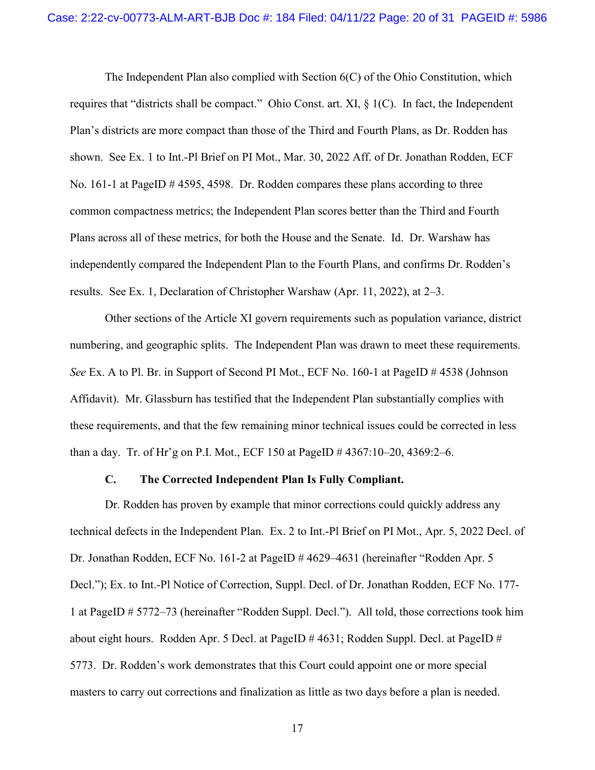The Independent Plan also complied with Section 6(C) of the Ohio Constitution, which requires that "districts shall be compact." Ohio Const. art. XI, § 1(C). In fact, the Independent Plan's districts are more compact than those of the Third and Fourth Plans, as Dr. Rodden has shown. See Ex. 1 to Int.-Pl Brief on PI Mot., Mar. 30, 2022 Aff. of Dr. Jonathan Rodden, ECF No. 161-1 at PageID # 4595, 4598. Dr. Rodden compares these plans according to three common compactness metrics; the Independent Plan scores better than the Third and Fourth Plans across all of these metrics, for both the House and the Senate. Id. Dr. Warshaw has independently compared the Independent Plan to the Fourth Plans, and confirms Dr. Rodden's results. See Ex. 1, Declaration of Christopher Warshaw (Apr. 11, 2022), at 2–3.

Other sections of the Article XI govern requirements such as population variance, district numbering, and geographic splits. The Independent Plan was drawn to meet these requirements. *See* Ex. A to Pl. Br. in Support of Second PI Mot., ECF No. 160-1 at PageID # 4538 (Johnson Affidavit). Mr. Glassburn has testified that the Independent Plan substantially complies with these requirements, and that the few remaining minor technical issues could be corrected in less than a day. Tr. of Hr'g on P.I. Mot., ECF 150 at PageID # 4367:10–20, 4369:2–6.

**C. The Corrected Independent Plan Is Fully Compliant.**

Dr. Rodden has proven by example that minor corrections could quickly address any technical defects in the Independent Plan. Ex. 2 to Int.-Pl Brief on PI Mot., Apr. 5, 2022 Decl. of Dr. Jonathan Rodden, ECF No. 161-2 at PageID # 4629–4631 (hereinafter "Rodden Apr. 5 Decl."); Ex. to Int.-Pl Notice of Correction, Suppl. Decl. of Dr. Jonathan Rodden, ECF No. 177-1 at PageID # 5772–73 (hereinafter "Rodden Suppl. Decl."). All told, those corrections took him about eight hours. Rodden Apr. 5 Decl. at PageID # 4631; Rodden Suppl. Decl. at PageID # 5773. Dr. Rodden's work demonstrates that this Court could appoint one or more special masters to carry out corrections and finalization as little as two days before a plan is needed.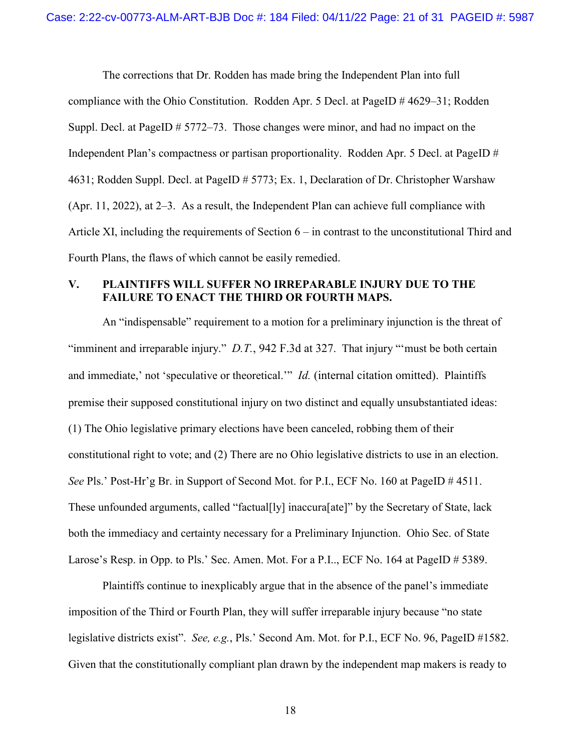The corrections that Dr. Rodden has made bring the Independent Plan into full compliance with the Ohio Constitution. Rodden Apr. 5 Decl. at PageID # 4629–31; Rodden Suppl. Decl. at PageID # 5772–73. Those changes were minor, and had no impact on the Independent Plan's compactness or partisan proportionality. Rodden Apr. 5 Decl. at PageID # 4631; Rodden Suppl. Decl. at PageID # 5773; Ex. 1, Declaration of Dr. Christopher Warshaw (Apr. 11, 2022), at 2–3. As a result, the Independent Plan can achieve full compliance with Article XI, including the requirements of Section 6 – in contrast to the unconstitutional Third and Fourth Plans, the flaws of which cannot be easily remedied.

## V. PLAINTIFFS WILL SUFFER NO IRREPARABLE INJURY DUE TO THE FAILURE TO ENACT THE THIRD OR FOURTH MAPS.

An "indispensable" requirement to a motion for a preliminary injunction is the threat of "imminent and irreparable injury." *D.T.*, 942 F.3d at 327. That injury "'must be both certain and immediate,' not 'speculative or theoretical.'" *Id.* (internal citation omitted). Plaintiffs premise their supposed constitutional injury on two distinct and equally unsubstantiated ideas: (1) The Ohio legislative primary elections have been canceled, robbing them of their constitutional right to vote; and (2) There are no Ohio legislative districts to use in an election. *See* Pls.' Post-Hr'g Br. in Support of Second Mot. for P.I., ECF No. 160 at PageID # 4511. These unfounded arguments, called "factual[ly] inaccura[ate]" by the Secretary of State, lack both the immediacy and certainty necessary for a Preliminary Injunction. Ohio Sec. of State Larose's Resp. in Opp. to Pls.' Sec. Amen. Mot. For a P.I.., ECF No. 164 at PageID # 5389.

Plaintiffs continue to inexplicably argue that in the absence of the panel's immediate imposition of the Third or Fourth Plan, they will suffer irreparable injury because "no state legislative districts exist". *See, e.g.*, Pls.' Second Am. Mot. for P.I., ECF No. 96, PageID #1582. Given that the constitutionally compliant plan drawn by the independent map makers is ready to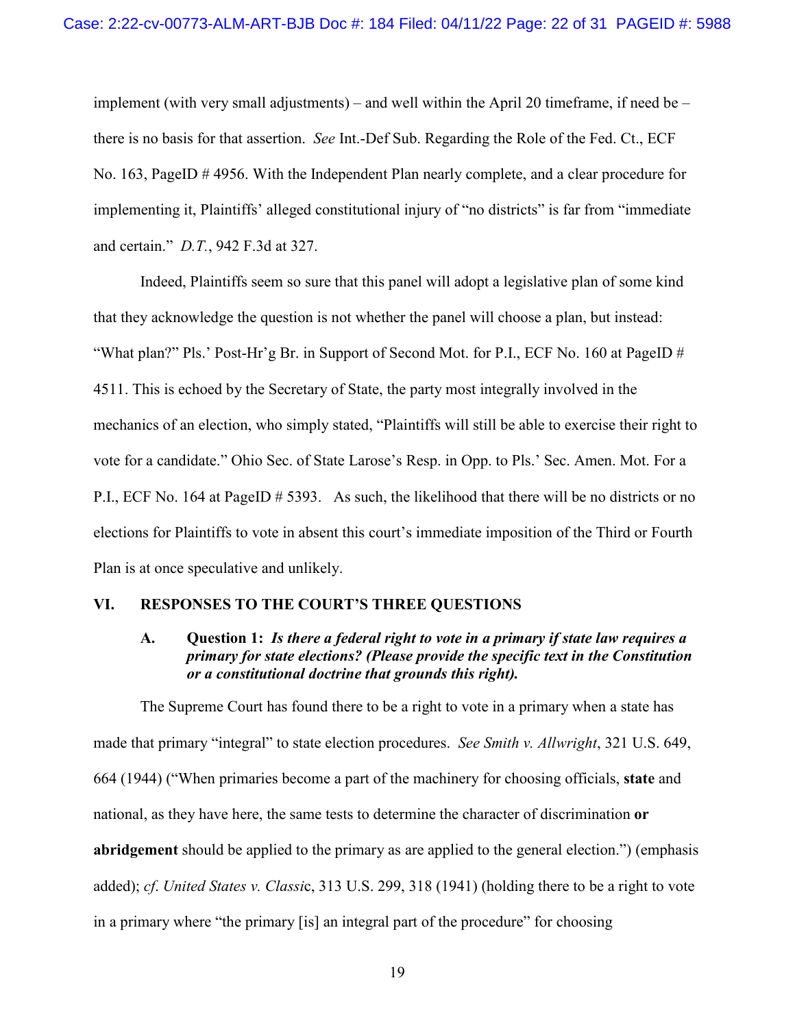implement (with very small adjustments) – and well within the April 20 timeframe, if need be – there is no basis for that assertion. *See* Int.-Def Sub. Regarding the Role of the Fed. Ct., ECF No. 163, PageID # 4956. With the Independent Plan nearly complete, and a clear procedure for implementing it, Plaintiffs' alleged constitutional injury of "no districts" is far from "immediate and certain." *D.T.*, 942 F.3d at 327.

Indeed, Plaintiffs seem so sure that this panel will adopt a legislative plan of some kind that they acknowledge the question is not whether the panel will choose a plan, but instead: "What plan?" Pls.' Post-Hr'g Br. in Support of Second Mot. for P.I., ECF No. 160 at PageID # 4511. This is echoed by the Secretary of State, the party most integrally involved in the mechanics of an election, who simply stated, "Plaintiffs will still be able to exercise their right to vote for a candidate." Ohio Sec. of State Larose's Resp. in Opp. to Pls.' Sec. Amen. Mot. For a P.I., ECF No. 164 at PageID # 5393. As such, the likelihood that there will be no districts or no elections for Plaintiffs to vote in absent this court's immediate imposition of the Third or Fourth Plan is at once speculative and unlikely.

## VI. RESPONSES TO THE COURT'S THREE QUESTIONS

### A. Question 1: *Is there a federal right to vote in a primary if state law requires a primary for state elections? (Please provide the specific text in the Constitution or a constitutional doctrine that grounds this right).*

The Supreme Court has found there to be a right to vote in a primary when a state has made that primary "integral" to state election procedures. *See Smith v. Allwright*, 321 U.S. 649, 664 (1944) ("When primaries become a part of the machinery for choosing officials, **state** and national, as they have here, the same tests to determine the character of discrimination **or abridgement** should be applied to the primary as are applied to the general election.") (emphasis added); *cf*. *United States v. Classi*c, 313 U.S. 299, 318 (1941) (holding there to be a right to vote in a primary where "the primary [is] an integral part of the procedure" for choosing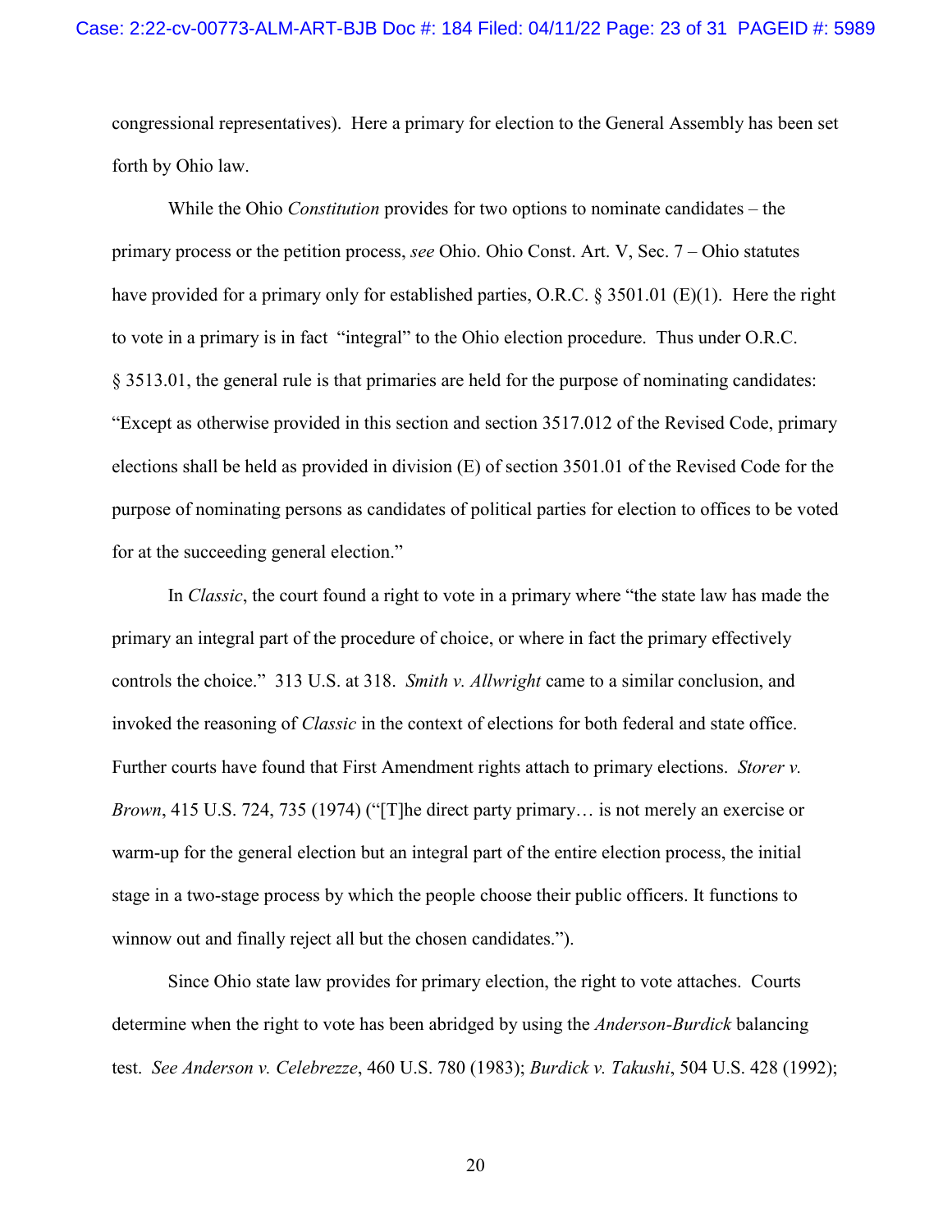congressional representatives). Here a primary for election to the General Assembly has been set forth by Ohio law.

While the Ohio *Constitution* provides for two options to nominate candidates – the primary process or the petition process, *see* Ohio. Ohio Const. Art. V, Sec. 7 – Ohio statutes have provided for a primary only for established parties, O.R.C. § 3501.01 (E)(1). Here the right to vote in a primary is in fact "integral" to the Ohio election procedure. Thus under O.R.C. § 3513.01, the general rule is that primaries are held for the purpose of nominating candidates: "Except as otherwise provided in this section and section 3517.012 of the Revised Code, primary elections shall be held as provided in division (E) of section 3501.01 of the Revised Code for the purpose of nominating persons as candidates of political parties for election to offices to be voted for at the succeeding general election."

In *Classic*, the court found a right to vote in a primary where "the state law has made the primary an integral part of the procedure of choice, or where in fact the primary effectively controls the choice." 313 U.S. at 318. *Smith v. Allwright* came to a similar conclusion, and invoked the reasoning of *Classic* in the context of elections for both federal and state office. Further courts have found that First Amendment rights attach to primary elections. *Storer v. Brown*, 415 U.S. 724, 735 (1974) ("[T]he direct party primary… is not merely an exercise or warm-up for the general election but an integral part of the entire election process, the initial stage in a two-stage process by which the people choose their public officers. It functions to winnow out and finally reject all but the chosen candidates.").

Since Ohio state law provides for primary election, the right to vote attaches. Courts determine when the right to vote has been abridged by using the *Anderson-Burdick* balancing test. *See Anderson v. Celebrezze*, 460 U.S. 780 (1983); *Burdick v. Takushi*, 504 U.S. 428 (1992);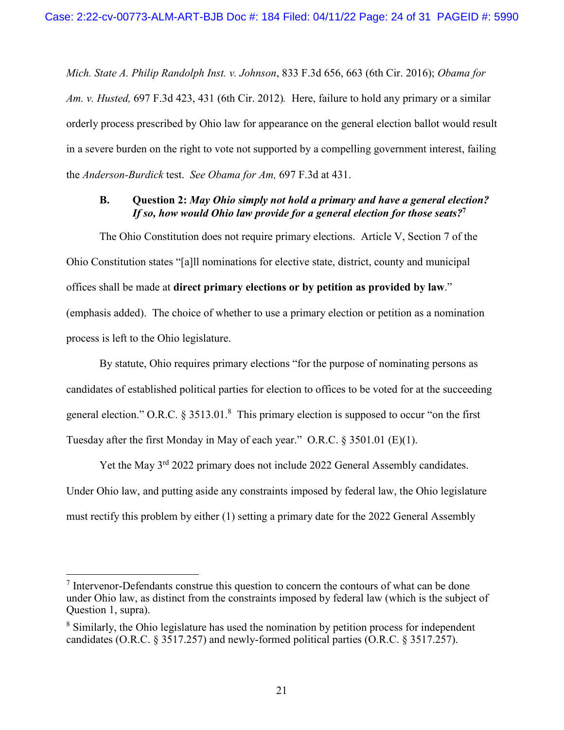*Mich. State A. Philip Randolph Inst. v. Johnson*, 833 F.3d 656, 663 (6th Cir. 2016); *Obama for Am. v. Husted,* 697 F.3d 423, 431 (6th Cir. 2012)*.* Here, failure to hold any primary or a similar orderly process prescribed by Ohio law for appearance on the general election ballot would result in a severe burden on the right to vote not supported by a compelling government interest, failing the *Anderson-Burdick* test. *See Obama for Am,* 697 F.3d at 431.

### B. Question 2: *May Ohio simply not hold a primary and have a general election? If so, how would Ohio law provide for a general election for those seats?*[7]

The Ohio Constitution does not require primary elections. Article V, Section 7 of the Ohio Constitution states "[a]ll nominations for elective state, district, county and municipal offices shall be made at **direct primary elections or by petition as provided by law**." (emphasis added). The choice of whether to use a primary election or petition as a nomination process is left to the Ohio legislature.

By statute, Ohio requires primary elections "for the purpose of nominating persons as candidates of established political parties for election to offices to be voted for at the succeeding general election." O.R.C. § 3513.01.[8] This primary election is supposed to occur "on the first Tuesday after the first Monday in May of each year." O.R.C. § 3501.01 (E)(1).

Yet the May 3rd 2022 primary does not include 2022 General Assembly candidates. Under Ohio law, and putting aside any constraints imposed by federal law, the Ohio legislature must rectify this problem by either (1) setting a primary date for the 2022 General Assembly

---

[7] Intervenor-Defendants construe this question to concern the contours of what can be done under Ohio law, as distinct from the constraints imposed by federal law (which is the subject of Question 1, supra).

[8] Similarly, the Ohio legislature has used the nomination by petition process for independent candidates (O.R.C. § 3517.257) and newly-formed political parties (O.R.C. § 3517.257).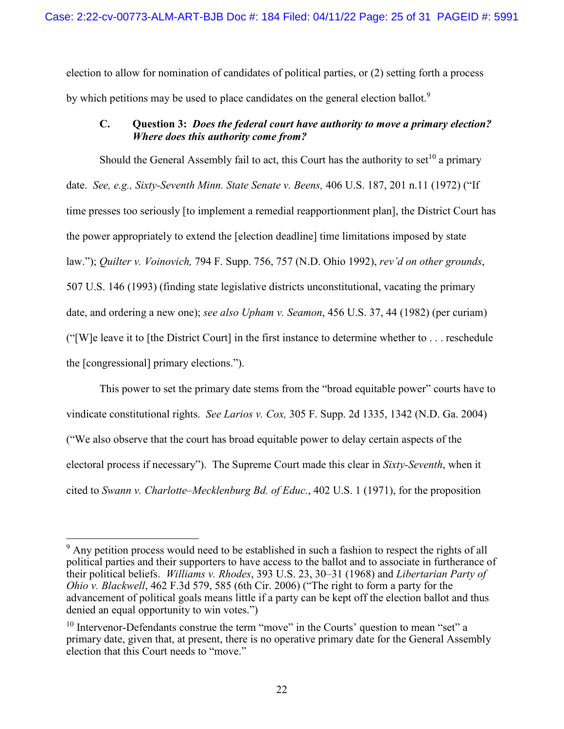election to allow for nomination of candidates of political parties, or (2) setting forth a process by which petitions may be used to place candidates on the general election ballot.[9]

### C. Question 3: *Does the federal court have authority to move a primary election? Where does this authority come from?*

Should the General Assembly fail to act, this Court has the authority to set[10] a primary date. *See, e.g., Sixty-Seventh Minn. State Senate v. Beens,* 406 U.S. 187, 201 n.11 (1972) ("If time presses too seriously [to implement a remedial reapportionment plan], the District Court has the power appropriately to extend the [election deadline] time limitations imposed by state law."); *Quilter v. Voinovich,* 794 F. Supp. 756, 757 (N.D. Ohio 1992), *rev'd on other grounds*, 507 U.S. 146 (1993) (finding state legislative districts unconstitutional, vacating the primary date, and ordering a new one); *see also Upham v. Seamon*, 456 U.S. 37, 44 (1982) (per curiam) ("[W]e leave it to [the District Court] in the first instance to determine whether to . . . reschedule the [congressional] primary elections.").

This power to set the primary date stems from the "broad equitable power" courts have to vindicate constitutional rights. *See Larios v. Cox,* 305 F. Supp. 2d 1335, 1342 (N.D. Ga. 2004) ("We also observe that the court has broad equitable power to delay certain aspects of the electoral process if necessary"). The Supreme Court made this clear in *Sixty-Seventh*, when it cited to *Swann v. Charlotte–Mecklenburg Bd. of Educ.*, 402 U.S. 1 (1971), for the proposition

---

[9] Any petition process would need to be established in such a fashion to respect the rights of all political parties and their supporters to have access to the ballot and to associate in furtherance of their political beliefs. *Williams v. Rhodes*, 393 U.S. 23, 30–31 (1968) and *Libertarian Party of Ohio v. Blackwell*, 462 F.3d 579, 585 (6th Cir. 2006) ("The right to form a party for the advancement of political goals means little if a party can be kept off the election ballot and thus denied an equal opportunity to win votes.")

[10] Intervenor-Defendants construe the term "move" in the Courts' question to mean "set" a primary date, given that, at present, there is no operative primary date for the General Assembly election that this Court needs to "move."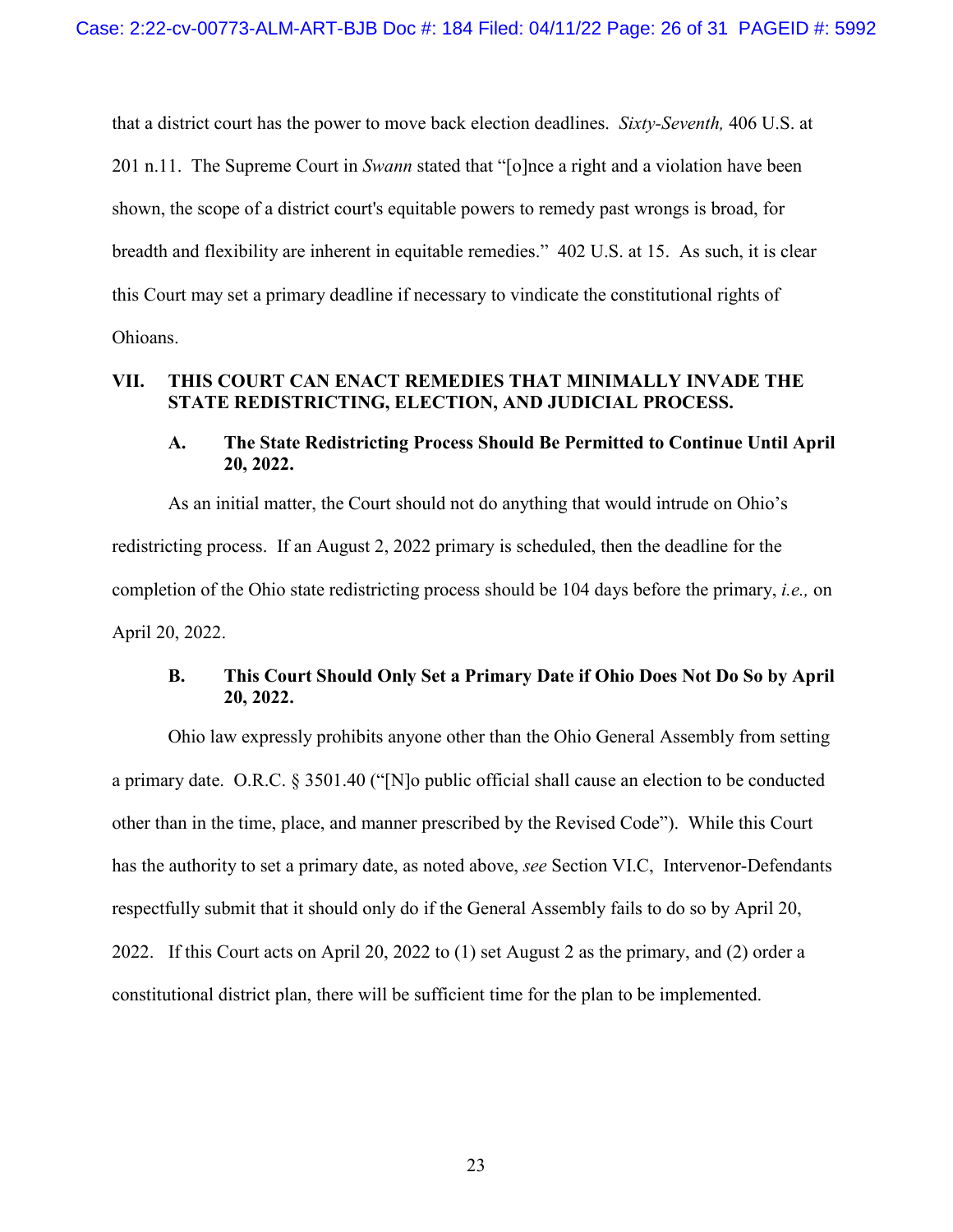that a district court has the power to move back election deadlines. *Sixty-Seventh,* 406 U.S. at 201 n.11. The Supreme Court in *Swann* stated that "[o]nce a right and a violation have been shown, the scope of a district court's equitable powers to remedy past wrongs is broad, for breadth and flexibility are inherent in equitable remedies." 402 U.S. at 15. As such, it is clear this Court may set a primary deadline if necessary to vindicate the constitutional rights of Ohioans.

## VII. THIS COURT CAN ENACT REMEDIES THAT MINIMALLY INVADE THE STATE REDISTRICTING, ELECTION, AND JUDICIAL PROCESS.

### A. The State Redistricting Process Should Be Permitted to Continue Until April 20, 2022.

As an initial matter, the Court should not do anything that would intrude on Ohio's redistricting process. If an August 2, 2022 primary is scheduled, then the deadline for the completion of the Ohio state redistricting process should be 104 days before the primary, *i.e.,* on April 20, 2022.

### B. This Court Should Only Set a Primary Date if Ohio Does Not Do So by April 20, 2022.

Ohio law expressly prohibits anyone other than the Ohio General Assembly from setting a primary date. O.R.C. § 3501.40 ("[N]o public official shall cause an election to be conducted other than in the time, place, and manner prescribed by the Revised Code"). While this Court has the authority to set a primary date, as noted above, *see* Section VI.C, Intervenor-Defendants respectfully submit that it should only do if the General Assembly fails to do so by April 20, 2022. If this Court acts on April 20, 2022 to (1) set August 2 as the primary, and (2) order a constitutional district plan, there will be sufficient time for the plan to be implemented.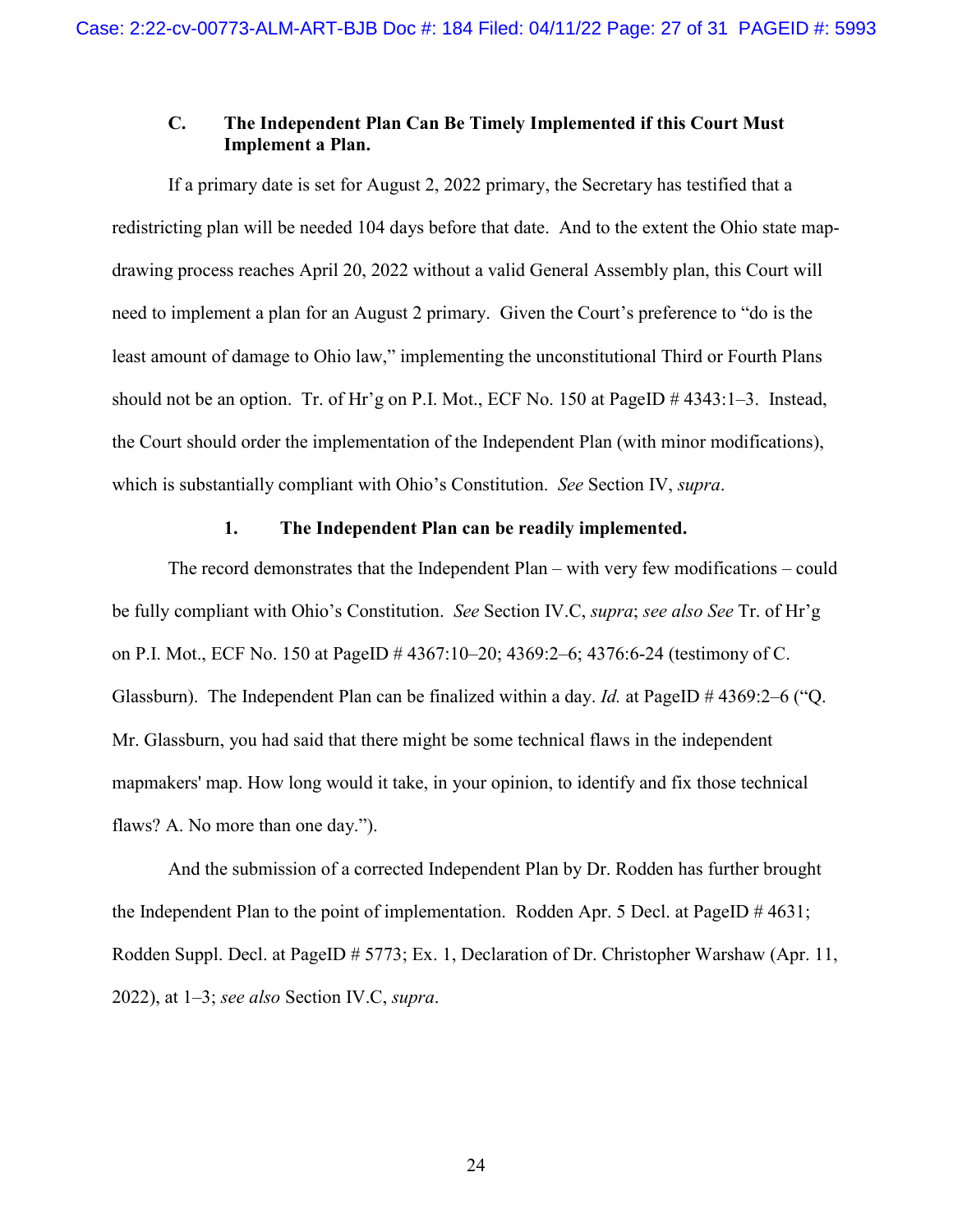### C. The Independent Plan Can Be Timely Implemented if this Court Must Implement a Plan.

If a primary date is set for August 2, 2022 primary, the Secretary has testified that a redistricting plan will be needed 104 days before that date. And to the extent the Ohio state map-drawing process reaches April 20, 2022 without a valid General Assembly plan, this Court will need to implement a plan for an August 2 primary. Given the Court's preference to "do is the least amount of damage to Ohio law," implementing the unconstitutional Third or Fourth Plans should not be an option. Tr. of Hr'g on P.I. Mot., ECF No. 150 at PageID # 4343:1–3. Instead, the Court should order the implementation of the Independent Plan (with minor modifications), which is substantially compliant with Ohio's Constitution. *See* Section IV, *supra*.

#### 1. The Independent Plan can be readily implemented.

The record demonstrates that the Independent Plan – with very few modifications – could be fully compliant with Ohio's Constitution. *See* Section IV.C, *supra*; *see also See* Tr. of Hr'g on P.I. Mot., ECF No. 150 at PageID # 4367:10–20; 4369:2–6; 4376:6-24 (testimony of C. Glassburn). The Independent Plan can be finalized within a day. *Id.* at PageID # 4369:2–6 ("Q. Mr. Glassburn, you had said that there might be some technical flaws in the independent mapmakers' map. How long would it take, in your opinion, to identify and fix those technical flaws? A. No more than one day.").

And the submission of a corrected Independent Plan by Dr. Rodden has further brought the Independent Plan to the point of implementation. Rodden Apr. 5 Decl. at PageID # 4631; Rodden Suppl. Decl. at PageID # 5773; Ex. 1, Declaration of Dr. Christopher Warshaw (Apr. 11, 2022), at 1–3; *see also* Section IV.C, *supra*.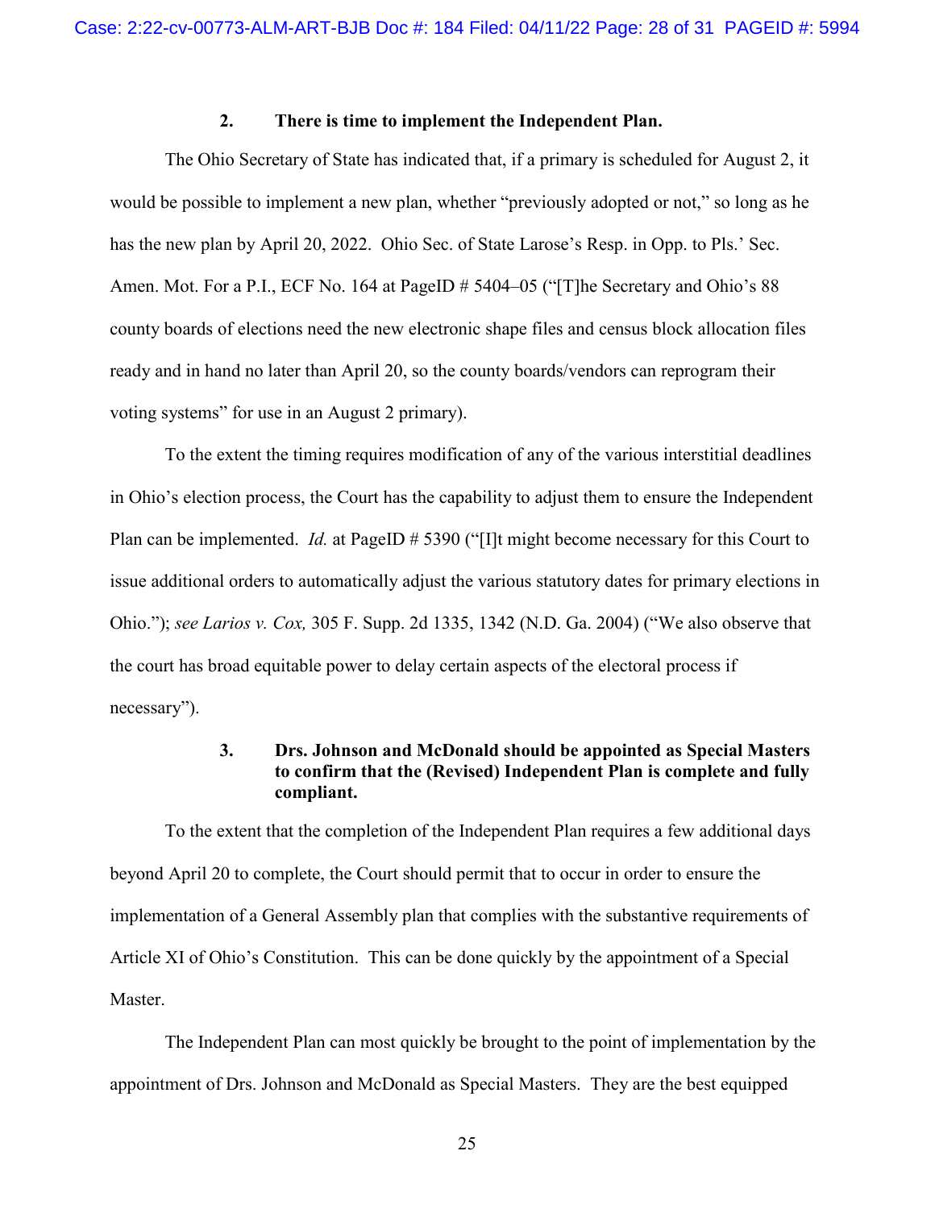### 2. There is time to implement the Independent Plan.

The Ohio Secretary of State has indicated that, if a primary is scheduled for August 2, it would be possible to implement a new plan, whether "previously adopted or not," so long as he has the new plan by April 20, 2022. Ohio Sec. of State Larose's Resp. in Opp. to Pls.' Sec. Amen. Mot. For a P.I., ECF No. 164 at PageID # 5404–05 ("[T]he Secretary and Ohio's 88 county boards of elections need the new electronic shape files and census block allocation files ready and in hand no later than April 20, so the county boards/vendors can reprogram their voting systems" for use in an August 2 primary).

To the extent the timing requires modification of any of the various interstitial deadlines in Ohio's election process, the Court has the capability to adjust them to ensure the Independent Plan can be implemented. *Id.* at PageID # 5390 ("[I]t might become necessary for this Court to issue additional orders to automatically adjust the various statutory dates for primary elections in Ohio."); *see Larios v. Cox,* 305 F. Supp. 2d 1335, 1342 (N.D. Ga. 2004) ("We also observe that the court has broad equitable power to delay certain aspects of the electoral process if necessary").

### 3. Drs. Johnson and McDonald should be appointed as Special Masters to confirm that the (Revised) Independent Plan is complete and fully compliant.

To the extent that the completion of the Independent Plan requires a few additional days beyond April 20 to complete, the Court should permit that to occur in order to ensure the implementation of a General Assembly plan that complies with the substantive requirements of Article XI of Ohio's Constitution. This can be done quickly by the appointment of a Special Master.

The Independent Plan can most quickly be brought to the point of implementation by the appointment of Drs. Johnson and McDonald as Special Masters. They are the best equipped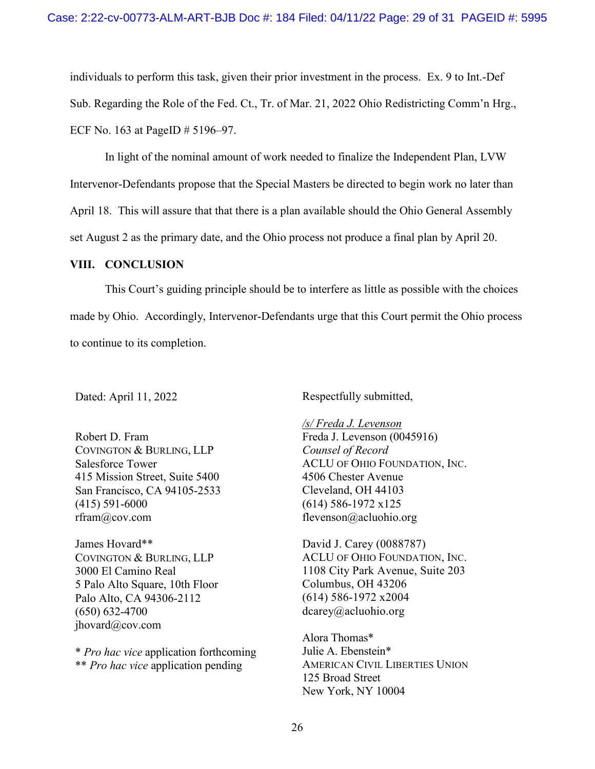individuals to perform this task, given their prior investment in the process. Ex. 9 to Int.-Def Sub. Regarding the Role of the Fed. Ct., Tr. of Mar. 21, 2022 Ohio Redistricting Comm'n Hrg., ECF No. 163 at PageID # 5196–97.

In light of the nominal amount of work needed to finalize the Independent Plan, LVW Intervenor-Defendants propose that the Special Masters be directed to begin work no later than April 18. This will assure that that there is a plan available should the Ohio General Assembly set August 2 as the primary date, and the Ohio process not produce a final plan by April 20.

## VIII. CONCLUSION

This Court's guiding principle should be to interfere as little as possible with the choices made by Ohio. Accordingly, Intervenor-Defendants urge that this Court permit the Ohio process to continue to its completion.

Dated: April 11, 2022

Respectfully submitted,

*/s/ Freda J. Levenson*
Freda J. Levenson (0045916)
*Counsel of Record*
ACLU of Ohio Foundation, Inc.
4506 Chester Avenue
Cleveland, OH 44103
(614) 586-1972 x125
flevenson@acluohio.org

David J. Carey (0088787)
ACLU of Ohio Foundation, Inc.
1108 City Park Avenue, Suite 203
Columbus, OH 43206
(614) 586-1972 x2004
dcarey@acluohio.org

Alora Thomas*
Julie A. Ebenstein*
American Civil Liberties Union
125 Broad Street
New York, NY 10004

Robert D. Fram
Covington & Burling, LLP
Salesforce Tower
415 Mission Street, Suite 5400
San Francisco, CA 94105-2533
(415) 591-6000
rfram@cov.com

James Hovard**
Covington & Burling, LLP
3000 El Camino Real
5 Palo Alto Square, 10th Floor
Palo Alto, CA 94306-2112
(650) 632-4700
jhovard@cov.com

\* *Pro hac vice* application forthcoming
\*\* *Pro hac vice* application pending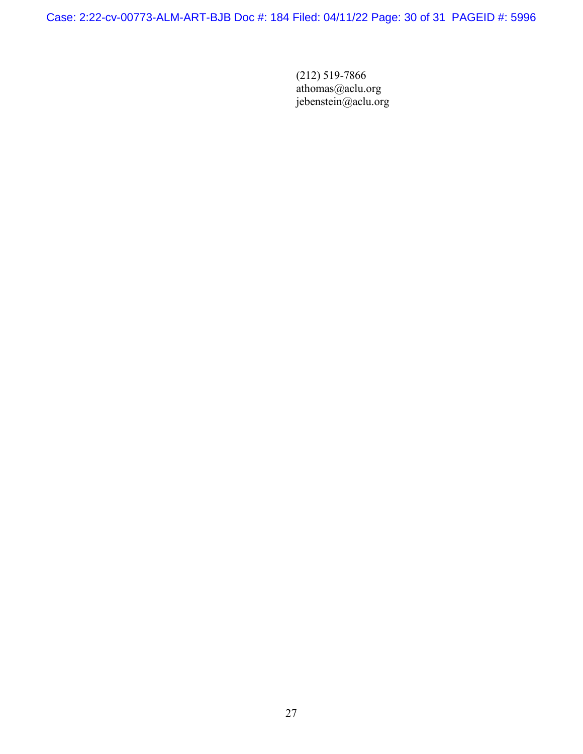(212) 519-7866
athomas@aclu.org
jebenstein@aclu.org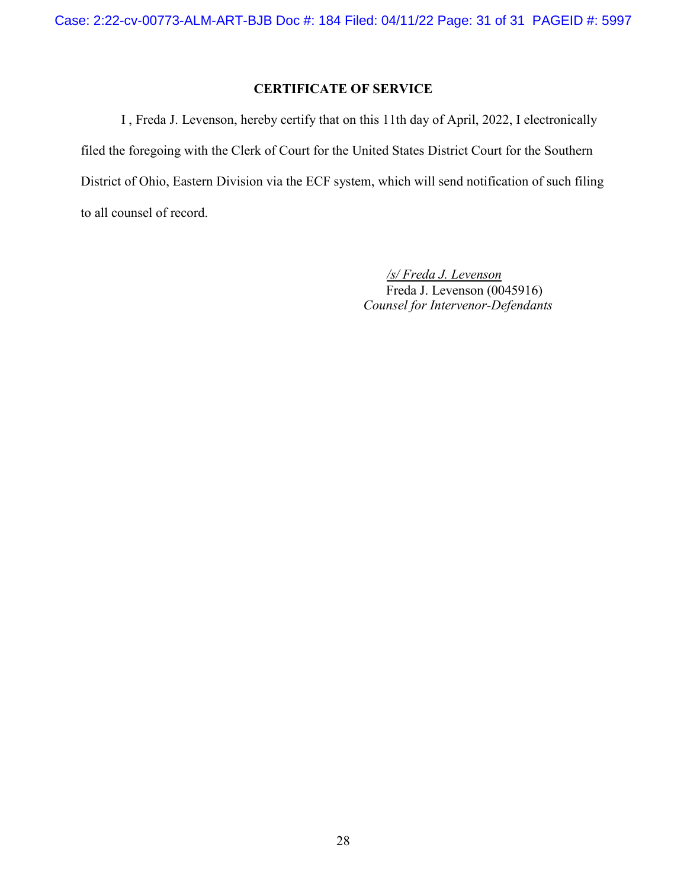**CERTIFICATE OF SERVICE**

I , Freda J. Levenson, hereby certify that on this 11th day of April, 2022, I electronically filed the foregoing with the Clerk of Court for the United States District Court for the Southern District of Ohio, Eastern Division via the ECF system, which will send notification of such filing to all counsel of record.

*/s/ Freda J. Levenson*
Freda J. Levenson (0045916)
*Counsel for Intervenor-Defendants*